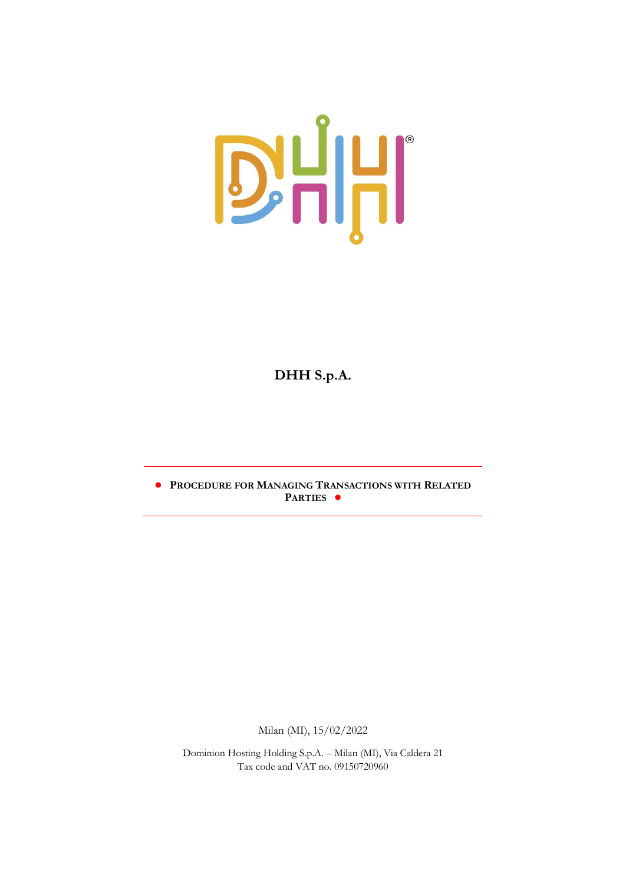# DHH S.p.A.

**● PROCEDURE FOR MANAGING TRANSACTIONS WITH RELATED PARTIES ●**

Milan (MI), 15/02/2022

Dominion Hosting Holding S.p.A. – Milan (MI), Via Caldera 21
Tax code and VAT no. 09150720960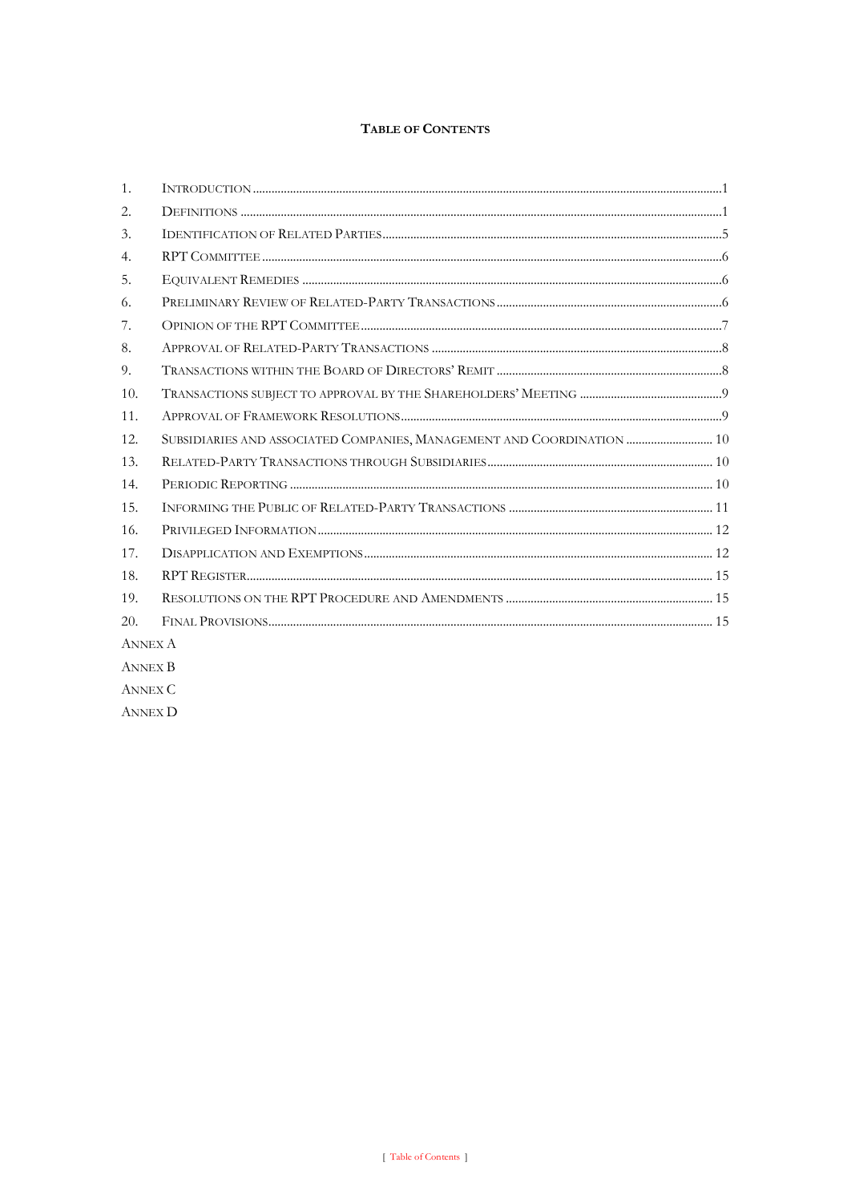# TABLE OF CONTENTS

1. INTRODUCTION ..... 1
2. DEFINITIONS ..... 1
3. IDENTIFICATION OF RELATED PARTIES ..... 5
4. RPT COMMITTEE ..... 6
5. EQUIVALENT REMEDIES ..... 6
6. PRELIMINARY REVIEW OF RELATED-PARTY TRANSACTIONS ..... 6
7. OPINION OF THE RPT COMMITTEE ..... 7
8. APPROVAL OF RELATED-PARTY TRANSACTIONS ..... 8
9. TRANSACTIONS WITHIN THE BOARD OF DIRECTORS' REMIT ..... 8
10. TRANSACTIONS SUBJECT TO APPROVAL BY THE SHAREHOLDERS' MEETING ..... 9
11. APPROVAL OF FRAMEWORK RESOLUTIONS ..... 9
12. SUBSIDIARIES AND ASSOCIATED COMPANIES, MANAGEMENT AND COORDINATION ..... 10
13. RELATED-PARTY TRANSACTIONS THROUGH SUBSIDIARIES ..... 10
14. PERIODIC REPORTING ..... 10
15. INFORMING THE PUBLIC OF RELATED-PARTY TRANSACTIONS ..... 11
16. PRIVILEGED INFORMATION ..... 12
17. DISAPPLICATION AND EXEMPTIONS ..... 12
18. RPT REGISTER ..... 15
19. RESOLUTIONS ON THE RPT PROCEDURE AND AMENDMENTS ..... 15
20. FINAL PROVISIONS ..... 15

ANNEX A

ANNEX B

ANNEX C

ANNEX D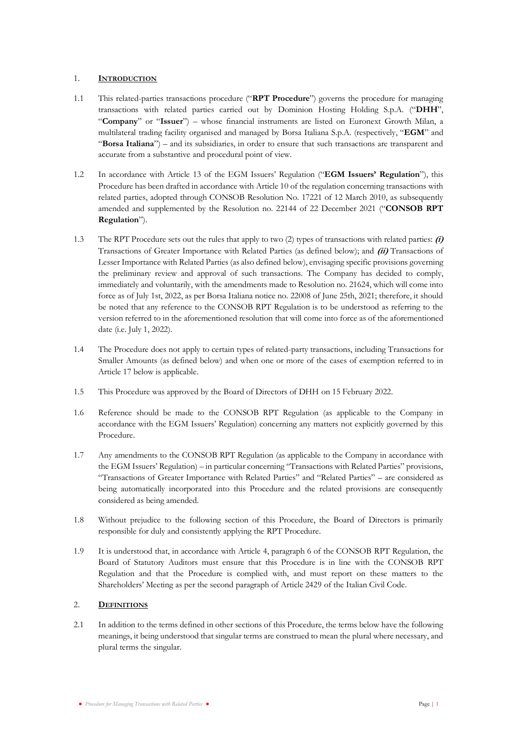## 1. **INTRODUCTION**

1.1 This related-parties transactions procedure ("**RPT Procedure**") governs the procedure for managing transactions with related parties carried out by Dominion Hosting Holding S.p.A. ("**DHH**", "**Company**" or "**Issuer**") – whose financial instruments are listed on Euronext Growth Milan, a multilateral trading facility organised and managed by Borsa Italiana S.p.A. (respectively, "**EGM**" and "**Borsa Italiana**") – and its subsidiaries, in order to ensure that such transactions are transparent and accurate from a substantive and procedural point of view.

1.2 In accordance with Article 13 of the EGM Issuers' Regulation ("**EGM Issuers' Regulation**"), this Procedure has been drafted in accordance with Article 10 of the regulation concerning transactions with related parties, adopted through CONSOB Resolution No. 17221 of 12 March 2010, as subsequently amended and supplemented by the Resolution no. 22144 of 22 December 2021 ("**CONSOB RPT Regulation**").

1.3 The RPT Procedure sets out the rules that apply to two (2) types of transactions with related parties: ***(i)*** Transactions of Greater Importance with Related Parties (as defined below); and ***(ii)*** Transactions of Lesser Importance with Related Parties (as also defined below), envisaging specific provisions governing the preliminary review and approval of such transactions. The Company has decided to comply, immediately and voluntarily, with the amendments made to Resolution no. 21624, which will come into force as of July 1st, 2022, as per Borsa Italiana notice no. 22008 of June 25th, 2021; therefore, it should be noted that any reference to the CONSOB RPT Regulation is to be understood as referring to the version referred to in the aforementioned resolution that will come into force as of the aforementioned date (i.e. July 1, 2022).

1.4 The Procedure does not apply to certain types of related-party transactions, including Transactions for Smaller Amounts (as defined below) and when one or more of the cases of exemption referred to in Article 17 below is applicable.

1.5 This Procedure was approved by the Board of Directors of DHH on 15 February 2022.

1.6 Reference should be made to the CONSOB RPT Regulation (as applicable to the Company in accordance with the EGM Issuers' Regulation) concerning any matters not explicitly governed by this Procedure.

1.7 Any amendments to the CONSOB RPT Regulation (as applicable to the Company in accordance with the EGM Issuers' Regulation) – in particular concerning "Transactions with Related Parties" provisions, "Transactions of Greater Importance with Related Parties" and "Related Parties" – are considered as being automatically incorporated into this Procedure and the related provisions are consequently considered as being amended.

1.8 Without prejudice to the following section of this Procedure, the Board of Directors is primarily responsible for duly and consistently applying the RPT Procedure.

1.9 It is understood that, in accordance with Article 4, paragraph 6 of the CONSOB RPT Regulation, the Board of Statutory Auditors must ensure that this Procedure is in line with the CONSOB RPT Regulation and that the Procedure is complied with, and must report on these matters to the Shareholders' Meeting as per the second paragraph of Article 2429 of the Italian Civil Code.

## 2. **DEFINITIONS**

2.1 In addition to the terms defined in other sections of this Procedure, the terms below have the following meanings, it being understood that singular terms are construed to mean the plural where necessary, and plural terms the singular.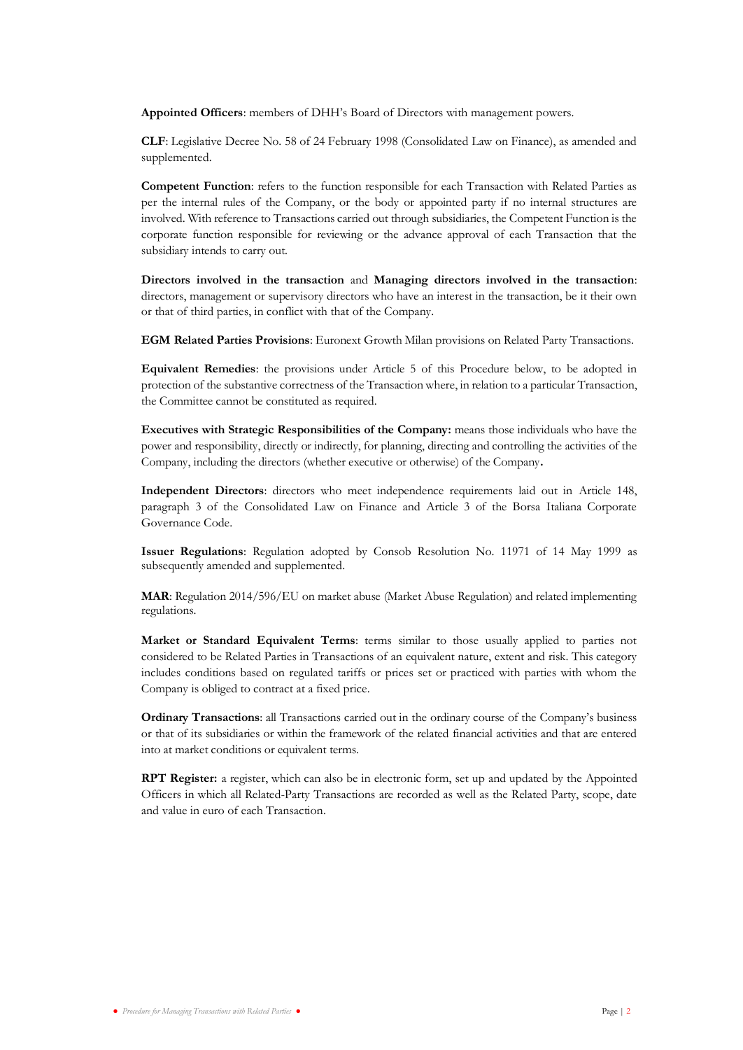**Appointed Officers**: members of DHH's Board of Directors with management powers.

**CLF**: Legislative Decree No. 58 of 24 February 1998 (Consolidated Law on Finance), as amended and supplemented.

**Competent Function**: refers to the function responsible for each Transaction with Related Parties as per the internal rules of the Company, or the body or appointed party if no internal structures are involved. With reference to Transactions carried out through subsidiaries, the Competent Function is the corporate function responsible for reviewing or the advance approval of each Transaction that the subsidiary intends to carry out.

**Directors involved in the transaction** and **Managing directors involved in the transaction**: directors, management or supervisory directors who have an interest in the transaction, be it their own or that of third parties, in conflict with that of the Company.

**EGM Related Parties Provisions**: Euronext Growth Milan provisions on Related Party Transactions.

**Equivalent Remedies**: the provisions under Article 5 of this Procedure below, to be adopted in protection of the substantive correctness of the Transaction where, in relation to a particular Transaction, the Committee cannot be constituted as required.

**Executives with Strategic Responsibilities of the Company:** means those individuals who have the power and responsibility, directly or indirectly, for planning, directing and controlling the activities of the Company, including the directors (whether executive or otherwise) of the Company**.**

**Independent Directors**: directors who meet independence requirements laid out in Article 148, paragraph 3 of the Consolidated Law on Finance and Article 3 of the Borsa Italiana Corporate Governance Code.

**Issuer Regulations**: Regulation adopted by Consob Resolution No. 11971 of 14 May 1999 as subsequently amended and supplemented.

**MAR**: Regulation 2014/596/EU on market abuse (Market Abuse Regulation) and related implementing regulations.

**Market or Standard Equivalent Terms**: terms similar to those usually applied to parties not considered to be Related Parties in Transactions of an equivalent nature, extent and risk. This category includes conditions based on regulated tariffs or prices set or practiced with parties with whom the Company is obliged to contract at a fixed price.

**Ordinary Transactions**: all Transactions carried out in the ordinary course of the Company's business or that of its subsidiaries or within the framework of the related financial activities and that are entered into at market conditions or equivalent terms.

**RPT Register:** a register, which can also be in electronic form, set up and updated by the Appointed Officers in which all Related-Party Transactions are recorded as well as the Related Party, scope, date and value in euro of each Transaction.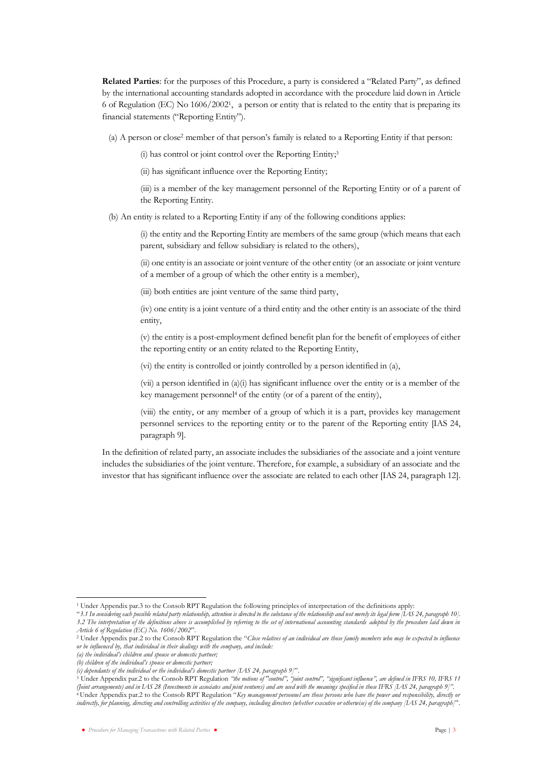**Related Parties**: for the purposes of this Procedure, a party is considered a "Related Party", as defined by the international accounting standards adopted in accordance with the procedure laid down in Article 6 of Regulation (EC) No 1606/2002[1], a person or entity that is related to the entity that is preparing its financial statements ("Reporting Entity").

(a) A person or close[2] member of that person's family is related to a Reporting Entity if that person:

(i) has control or joint control over the Reporting Entity;[3]

(ii) has significant influence over the Reporting Entity;

(iii) is a member of the key management personnel of the Reporting Entity or of a parent of the Reporting Entity.

(b) An entity is related to a Reporting Entity if any of the following conditions applies:

(i) the entity and the Reporting Entity are members of the same group (which means that each parent, subsidiary and fellow subsidiary is related to the others),

(ii) one entity is an associate or joint venture of the other entity (or an associate or joint venture of a member of a group of which the other entity is a member),

(iii) both entities are joint venture of the same third party,

(iv) one entity is a joint venture of a third entity and the other entity is an associate of the third entity,

(v) the entity is a post-employment defined benefit plan for the benefit of employees of either the reporting entity or an entity related to the Reporting Entity,

(vi) the entity is controlled or jointly controlled by a person identified in (a),

(vii) a person identified in (a)(i) has significant influence over the entity or is a member of the key management personnel[4] of the entity (or of a parent of the entity),

(viii) the entity, or any member of a group of which it is a part, provides key management personnel services to the reporting entity or to the parent of the Reporting entity [IAS 24, paragraph 9].

In the definition of related party, an associate includes the subsidiaries of the associate and a joint venture includes the subsidiaries of the joint venture. Therefore, for example, a subsidiary of an associate and the investor that has significant influence over the associate are related to each other [IAS 24, paragraph 12].

---

[1] Under Appendix par.3 to the Consob RPT Regulation the following principles of interpretation of the definitions apply:
"*3.1 In considering each possible related party relationship, attention is directed to the substance of the relationship and not merely its legal form [IAS 24, paragraph 10]. 3.2 The interpretation of the definitions above is accomplished by referring to the set of international accounting standards adopted by the procedure laid down in Article 6 of Regulation (EC) No. 1606/2002*".

[2] Under Appendix par.2 to the Consob RPT Regulation the "*Close relatives of an individual are those family members who may be expected to influence or be influenced by, that individual in their dealings with the company, and include:*
*(a) the individual's children and spouse or domestic partner;*
*(b) children of the individual's spouse or domestic partner;*
*(c) dependants of the individual or the individual's domestic partner [IAS 24, paragraph 9]*".

[3] Under Appendix par.2 to the Consob RPT Regulation *"the notions of "control", "joint control", "significant influence", are defined in IFRS 10, IFRS 11 (Joint arrangements) and in IAS 28 (Investments in associates and joint ventures) and are used with the meanings specified in those IFRS [IAS 24, paragraph 9]"*.

[4] Under Appendix par.2 to the Consob RPT Regulation "*Key management personnel are those persons who have the power and responsibility, directly or indirectly, for planning, directing and controlling activities of the company, including directors (whether executive or otherwise) of the company [IAS 24, paragraph]*".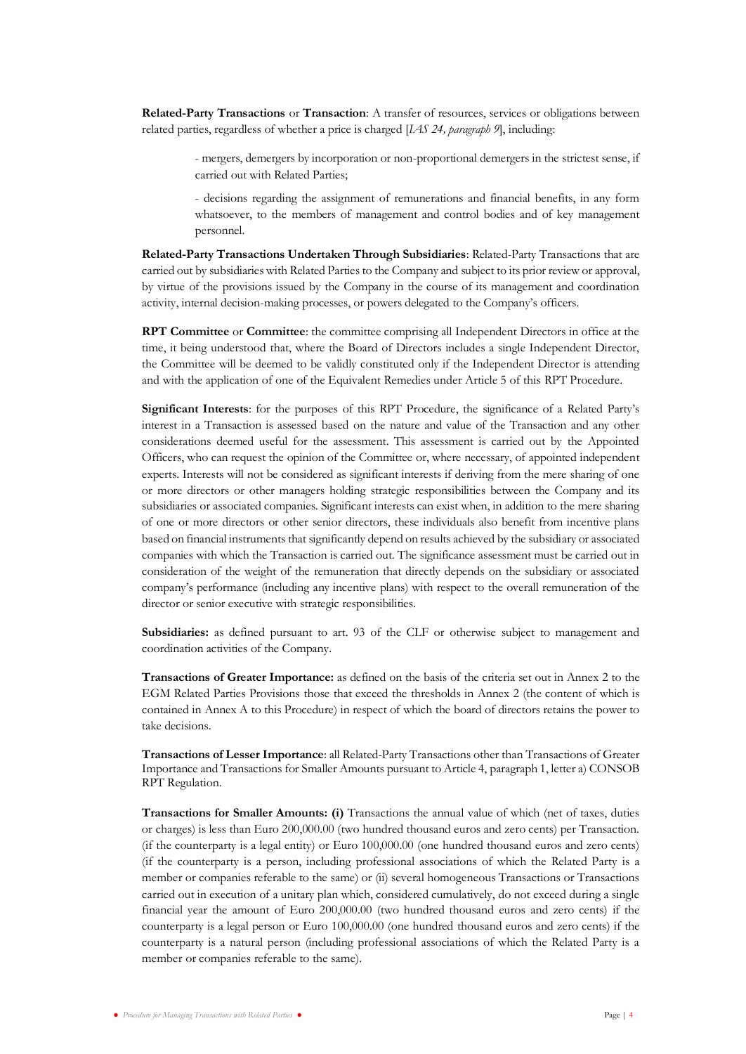**Related-Party Transactions** or **Transaction**: A transfer of resources, services or obligations between related parties, regardless of whether a price is charged [*IAS 24, paragraph 9*], including:

- mergers, demergers by incorporation or non-proportional demergers in the strictest sense, if carried out with Related Parties;

- decisions regarding the assignment of remunerations and financial benefits, in any form whatsoever, to the members of management and control bodies and of key management personnel.

**Related-Party Transactions Undertaken Through Subsidiaries**: Related-Party Transactions that are carried out by subsidiaries with Related Parties to the Company and subject to its prior review or approval, by virtue of the provisions issued by the Company in the course of its management and coordination activity, internal decision-making processes, or powers delegated to the Company's officers.

**RPT Committee** or **Committee**: the committee comprising all Independent Directors in office at the time, it being understood that, where the Board of Directors includes a single Independent Director, the Committee will be deemed to be validly constituted only if the Independent Director is attending and with the application of one of the Equivalent Remedies under Article 5 of this RPT Procedure.

**Significant Interests**: for the purposes of this RPT Procedure, the significance of a Related Party's interest in a Transaction is assessed based on the nature and value of the Transaction and any other considerations deemed useful for the assessment. This assessment is carried out by the Appointed Officers, who can request the opinion of the Committee or, where necessary, of appointed independent experts. Interests will not be considered as significant interests if deriving from the mere sharing of one or more directors or other managers holding strategic responsibilities between the Company and its subsidiaries or associated companies. Significant interests can exist when, in addition to the mere sharing of one or more directors or other senior directors, these individuals also benefit from incentive plans based on financial instruments that significantly depend on results achieved by the subsidiary or associated companies with which the Transaction is carried out. The significance assessment must be carried out in consideration of the weight of the remuneration that directly depends on the subsidiary or associated company's performance (including any incentive plans) with respect to the overall remuneration of the director or senior executive with strategic responsibilities.

**Subsidiaries:** as defined pursuant to art. 93 of the CLF or otherwise subject to management and coordination activities of the Company.

**Transactions of Greater Importance:** as defined on the basis of the criteria set out in Annex 2 to the EGM Related Parties Provisions those that exceed the thresholds in Annex 2 (the content of which is contained in Annex A to this Procedure) in respect of which the board of directors retains the power to take decisions.

**Transactions of Lesser Importance**: all Related-Party Transactions other than Transactions of Greater Importance and Transactions for Smaller Amounts pursuant to Article 4, paragraph 1, letter a) CONSOB RPT Regulation.

**Transactions for Smaller Amounts: (i)** Transactions the annual value of which (net of taxes, duties or charges) is less than Euro 200,000.00 (two hundred thousand euros and zero cents) per Transaction. (if the counterparty is a legal entity) or Euro 100,000.00 (one hundred thousand euros and zero cents) (if the counterparty is a person, including professional associations of which the Related Party is a member or companies referable to the same) or (ii) several homogeneous Transactions or Transactions carried out in execution of a unitary plan which, considered cumulatively, do not exceed during a single financial year the amount of Euro 200,000.00 (two hundred thousand euros and zero cents) if the counterparty is a legal person or Euro 100,000.00 (one hundred thousand euros and zero cents) if the counterparty is a natural person (including professional associations of which the Related Party is a member or companies referable to the same).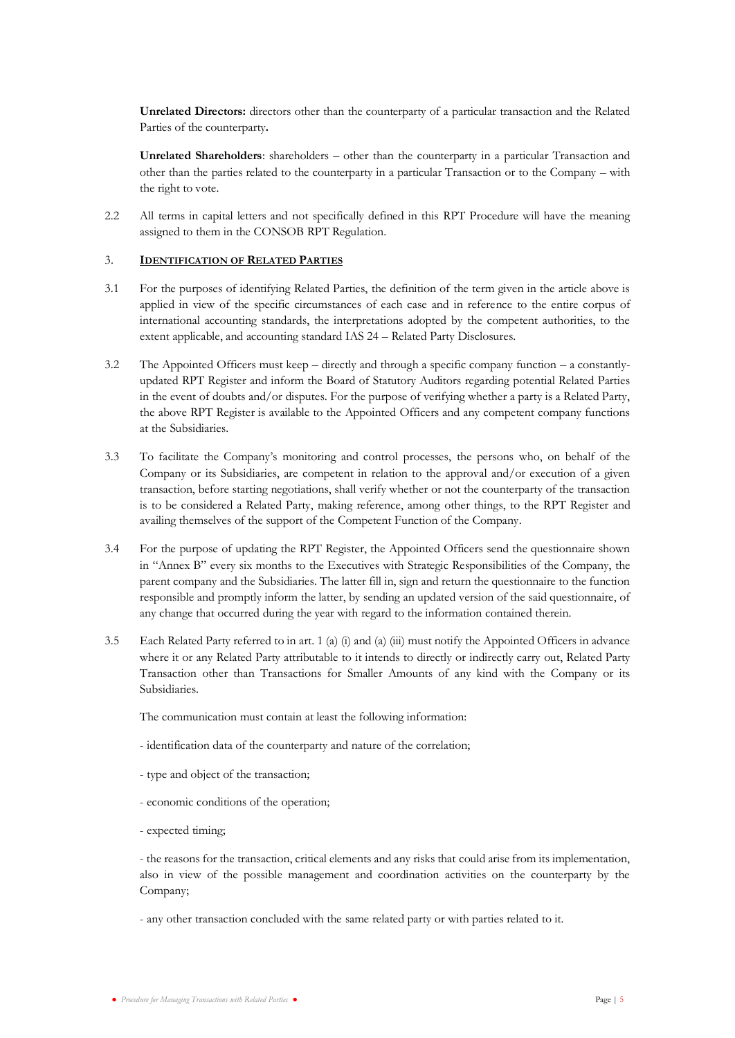**Unrelated Directors:** directors other than the counterparty of a particular transaction and the Related Parties of the counterparty**.**

**Unrelated Shareholders**: shareholders – other than the counterparty in a particular Transaction and other than the parties related to the counterparty in a particular Transaction or to the Company – with the right to vote.

2.2 All terms in capital letters and not specifically defined in this RPT Procedure will have the meaning assigned to them in the CONSOB RPT Regulation.

## 3. IDENTIFICATION OF RELATED PARTIES

3.1 For the purposes of identifying Related Parties, the definition of the term given in the article above is applied in view of the specific circumstances of each case and in reference to the entire corpus of international accounting standards, the interpretations adopted by the competent authorities, to the extent applicable, and accounting standard IAS 24 – Related Party Disclosures.

3.2 The Appointed Officers must keep – directly and through a specific company function – a constantly-updated RPT Register and inform the Board of Statutory Auditors regarding potential Related Parties in the event of doubts and/or disputes. For the purpose of verifying whether a party is a Related Party, the above RPT Register is available to the Appointed Officers and any competent company functions at the Subsidiaries.

3.3 To facilitate the Company's monitoring and control processes, the persons who, on behalf of the Company or its Subsidiaries, are competent in relation to the approval and/or execution of a given transaction, before starting negotiations, shall verify whether or not the counterparty of the transaction is to be considered a Related Party, making reference, among other things, to the RPT Register and availing themselves of the support of the Competent Function of the Company.

3.4 For the purpose of updating the RPT Register, the Appointed Officers send the questionnaire shown in "Annex B" every six months to the Executives with Strategic Responsibilities of the Company, the parent company and the Subsidiaries. The latter fill in, sign and return the questionnaire to the function responsible and promptly inform the latter, by sending an updated version of the said questionnaire, of any change that occurred during the year with regard to the information contained therein.

3.5 Each Related Party referred to in art. 1 (a) (i) and (a) (iii) must notify the Appointed Officers in advance where it or any Related Party attributable to it intends to directly or indirectly carry out, Related Party Transaction other than Transactions for Smaller Amounts of any kind with the Company or its Subsidiaries.

The communication must contain at least the following information:

- identification data of the counterparty and nature of the correlation;

- type and object of the transaction;

- economic conditions of the operation;

- expected timing;

- the reasons for the transaction, critical elements and any risks that could arise from its implementation, also in view of the possible management and coordination activities on the counterparty by the Company;

- any other transaction concluded with the same related party or with parties related to it.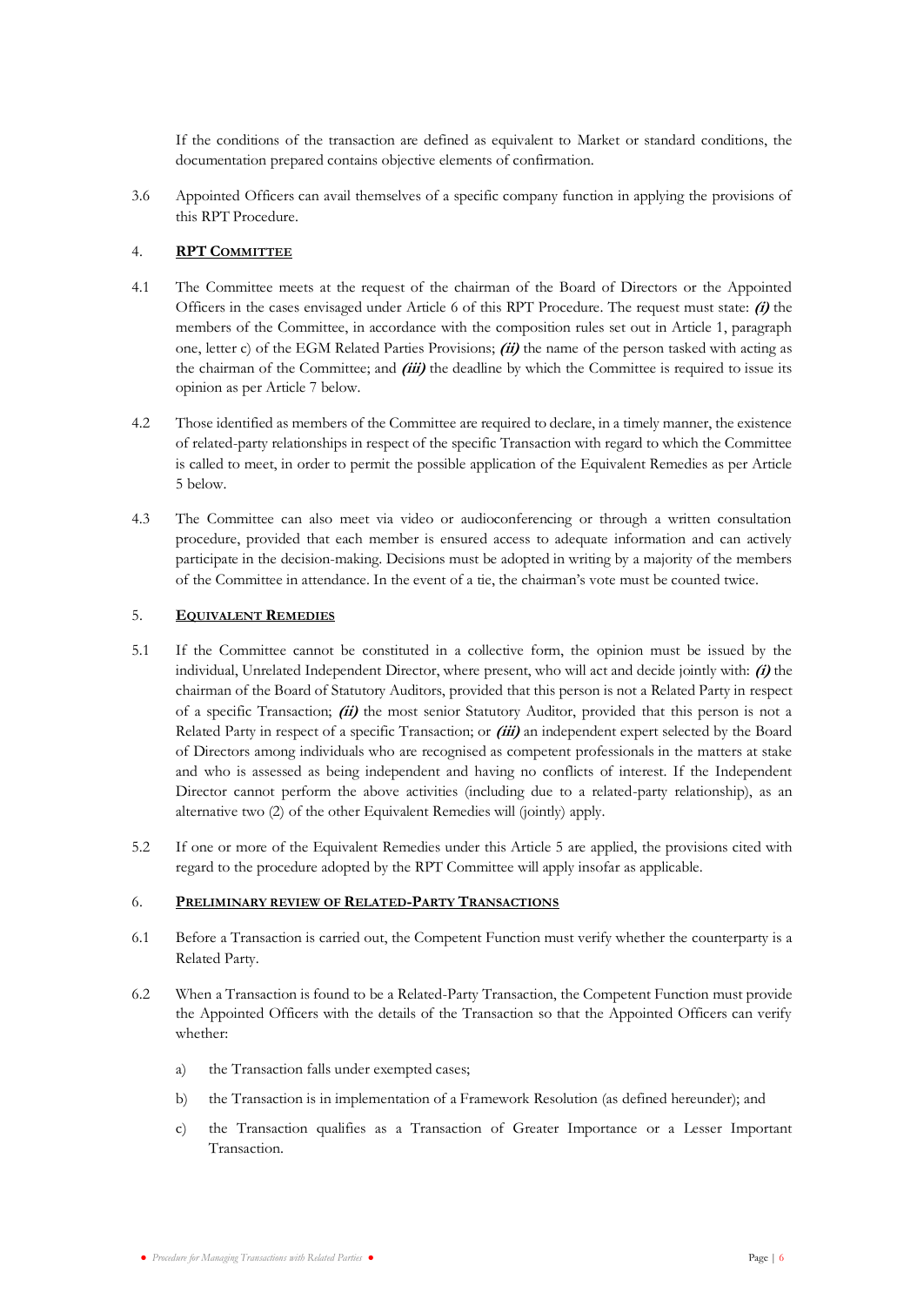If the conditions of the transaction are defined as equivalent to Market or standard conditions, the documentation prepared contains objective elements of confirmation.

3.6 Appointed Officers can avail themselves of a specific company function in applying the provisions of this RPT Procedure.

## 4. RPT COMMITTEE

4.1 The Committee meets at the request of the chairman of the Board of Directors or the Appointed Officers in the cases envisaged under Article 6 of this RPT Procedure. The request must state: ***(i)*** the members of the Committee, in accordance with the composition rules set out in Article 1, paragraph one, letter c) of the EGM Related Parties Provisions; ***(ii)*** the name of the person tasked with acting as the chairman of the Committee; and ***(iii)*** the deadline by which the Committee is required to issue its opinion as per Article 7 below.

4.2 Those identified as members of the Committee are required to declare, in a timely manner, the existence of related-party relationships in respect of the specific Transaction with regard to which the Committee is called to meet, in order to permit the possible application of the Equivalent Remedies as per Article 5 below.

4.3 The Committee can also meet via video or audioconferencing or through a written consultation procedure, provided that each member is ensured access to adequate information and can actively participate in the decision-making. Decisions must be adopted in writing by a majority of the members of the Committee in attendance. In the event of a tie, the chairman's vote must be counted twice.

## 5. EQUIVALENT REMEDIES

5.1 If the Committee cannot be constituted in a collective form, the opinion must be issued by the individual, Unrelated Independent Director, where present, who will act and decide jointly with: ***(i)*** the chairman of the Board of Statutory Auditors, provided that this person is not a Related Party in respect of a specific Transaction; ***(ii)*** the most senior Statutory Auditor, provided that this person is not a Related Party in respect of a specific Transaction; or ***(iii)*** an independent expert selected by the Board of Directors among individuals who are recognised as competent professionals in the matters at stake and who is assessed as being independent and having no conflicts of interest. If the Independent Director cannot perform the above activities (including due to a related-party relationship), as an alternative two (2) of the other Equivalent Remedies will (jointly) apply.

5.2 If one or more of the Equivalent Remedies under this Article 5 are applied, the provisions cited with regard to the procedure adopted by the RPT Committee will apply insofar as applicable.

## 6. PRELIMINARY REVIEW OF RELATED-PARTY TRANSACTIONS

6.1 Before a Transaction is carried out, the Competent Function must verify whether the counterparty is a Related Party.

6.2 When a Transaction is found to be a Related-Party Transaction, the Competent Function must provide the Appointed Officers with the details of the Transaction so that the Appointed Officers can verify whether:

a) the Transaction falls under exempted cases;

b) the Transaction is in implementation of a Framework Resolution (as defined hereunder); and

c) the Transaction qualifies as a Transaction of Greater Importance or a Lesser Important Transaction.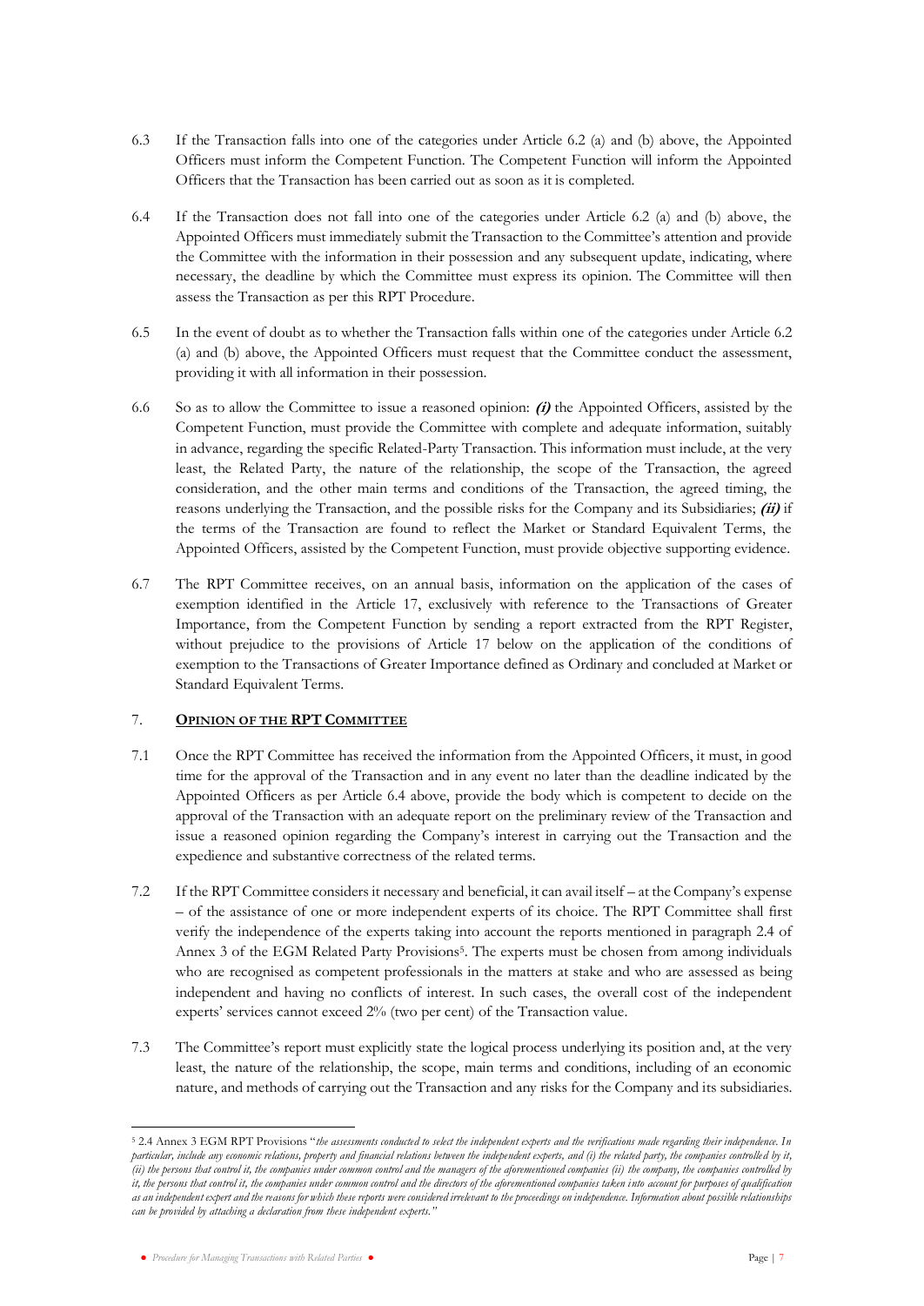6.3 If the Transaction falls into one of the categories under Article 6.2 (a) and (b) above, the Appointed Officers must inform the Competent Function. The Competent Function will inform the Appointed Officers that the Transaction has been carried out as soon as it is completed.

6.4 If the Transaction does not fall into one of the categories under Article 6.2 (a) and (b) above, the Appointed Officers must immediately submit the Transaction to the Committee's attention and provide the Committee with the information in their possession and any subsequent update, indicating, where necessary, the deadline by which the Committee must express its opinion. The Committee will then assess the Transaction as per this RPT Procedure.

6.5 In the event of doubt as to whether the Transaction falls within one of the categories under Article 6.2 (a) and (b) above, the Appointed Officers must request that the Committee conduct the assessment, providing it with all information in their possession.

6.6 So as to allow the Committee to issue a reasoned opinion: ***(i)*** the Appointed Officers, assisted by the Competent Function, must provide the Committee with complete and adequate information, suitably in advance, regarding the specific Related-Party Transaction. This information must include, at the very least, the Related Party, the nature of the relationship, the scope of the Transaction, the agreed consideration, and the other main terms and conditions of the Transaction, the agreed timing, the reasons underlying the Transaction, and the possible risks for the Company and its Subsidiaries; ***(ii)*** if the terms of the Transaction are found to reflect the Market or Standard Equivalent Terms, the Appointed Officers, assisted by the Competent Function, must provide objective supporting evidence.

6.7 The RPT Committee receives, on an annual basis, information on the application of the cases of exemption identified in the Article 17, exclusively with reference to the Transactions of Greater Importance, from the Competent Function by sending a report extracted from the RPT Register, without prejudice to the provisions of Article 17 below on the application of the conditions of exemption to the Transactions of Greater Importance defined as Ordinary and concluded at Market or Standard Equivalent Terms.

## 7. OPINION OF THE RPT COMMITTEE

7.1 Once the RPT Committee has received the information from the Appointed Officers, it must, in good time for the approval of the Transaction and in any event no later than the deadline indicated by the Appointed Officers as per Article 6.4 above, provide the body which is competent to decide on the approval of the Transaction with an adequate report on the preliminary review of the Transaction and issue a reasoned opinion regarding the Company's interest in carrying out the Transaction and the expedience and substantive correctness of the related terms.

7.2 If the RPT Committee considers it necessary and beneficial, it can avail itself – at the Company's expense – of the assistance of one or more independent experts of its choice. The RPT Committee shall first verify the independence of the experts taking into account the reports mentioned in paragraph 2.4 of Annex 3 of the EGM Related Party Provisions[5]. The experts must be chosen from among individuals who are recognised as competent professionals in the matters at stake and who are assessed as being independent and having no conflicts of interest. In such cases, the overall cost of the independent experts' services cannot exceed 2% (two per cent) of the Transaction value.

7.3 The Committee's report must explicitly state the logical process underlying its position and, at the very least, the nature of the relationship, the scope, main terms and conditions, including of an economic nature, and methods of carrying out the Transaction and any risks for the Company and its subsidiaries.

---

[5] 2.4 Annex 3 EGM RPT Provisions "*the assessments conducted to select the independent experts and the verifications made regarding their independence. In particular, include any economic relations, property and financial relations between the independent experts, and (i) the related party, the companies controlled by it, (ii) the persons that control it, the companies under common control and the managers of the aforementioned companies (ii) the company, the companies controlled by it, the persons that control it, the companies under common control and the directors of the aforementioned companies taken into account for purposes of qualification as an independent expert and the reasons for which these reports were considered irrelevant to the proceedings on independence. Information about possible relationships can be provided by attaching a declaration from these independent experts.*"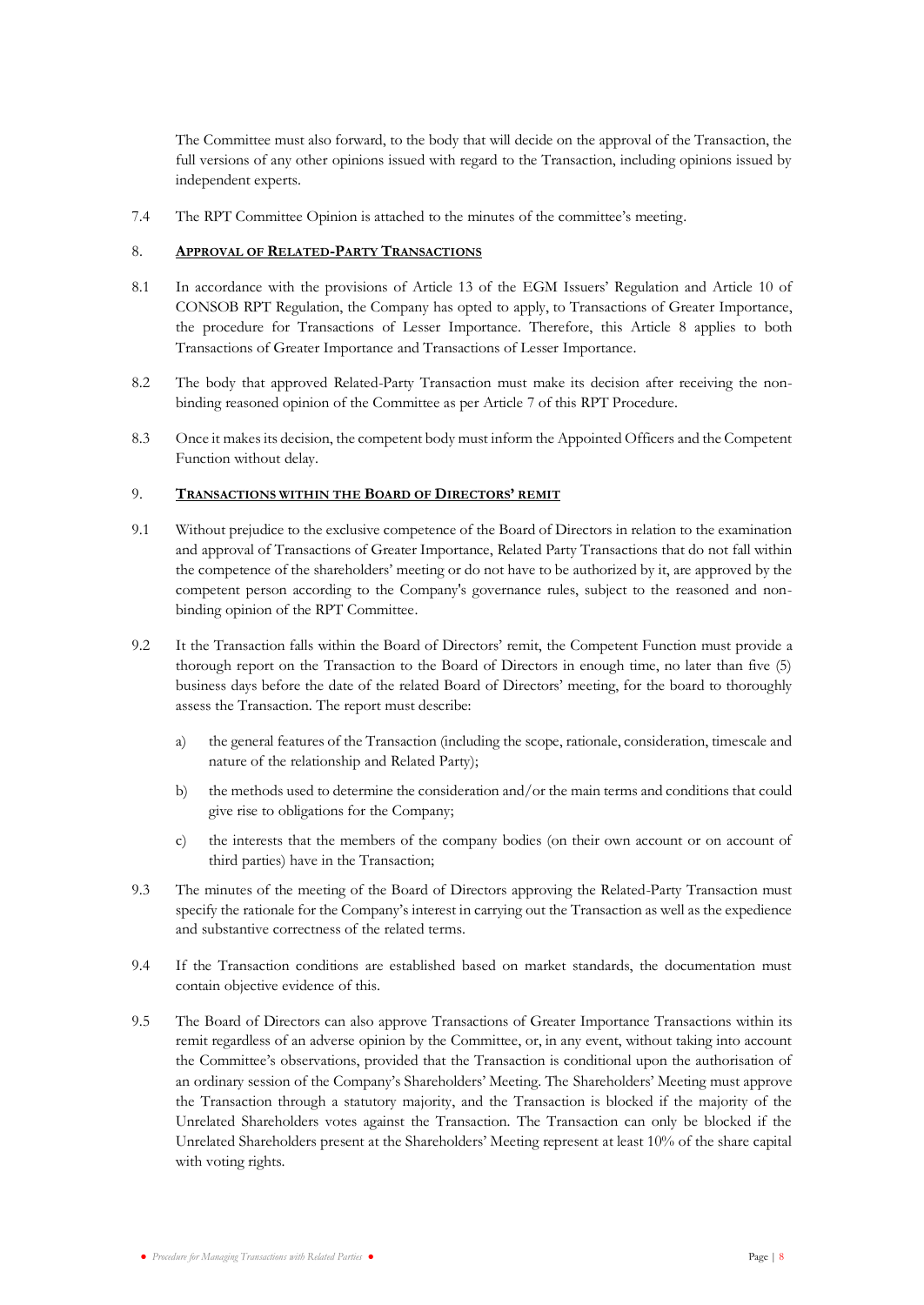The Committee must also forward, to the body that will decide on the approval of the Transaction, the full versions of any other opinions issued with regard to the Transaction, including opinions issued by independent experts.

7.4 The RPT Committee Opinion is attached to the minutes of the committee's meeting.

## 8. **APPROVAL OF RELATED-PARTY TRANSACTIONS**

8.1 In accordance with the provisions of Article 13 of the EGM Issuers' Regulation and Article 10 of CONSOB RPT Regulation, the Company has opted to apply, to Transactions of Greater Importance, the procedure for Transactions of Lesser Importance. Therefore, this Article 8 applies to both Transactions of Greater Importance and Transactions of Lesser Importance.

8.2 The body that approved Related-Party Transaction must make its decision after receiving the non-binding reasoned opinion of the Committee as per Article 7 of this RPT Procedure.

8.3 Once it makes its decision, the competent body must inform the Appointed Officers and the Competent Function without delay.

## 9. **TRANSACTIONS WITHIN THE BOARD OF DIRECTORS' REMIT**

9.1 Without prejudice to the exclusive competence of the Board of Directors in relation to the examination and approval of Transactions of Greater Importance, Related Party Transactions that do not fall within the competence of the shareholders' meeting or do not have to be authorized by it, are approved by the competent person according to the Company's governance rules, subject to the reasoned and non-binding opinion of the RPT Committee.

9.2 It the Transaction falls within the Board of Directors' remit, the Competent Function must provide a thorough report on the Transaction to the Board of Directors in enough time, no later than five (5) business days before the date of the related Board of Directors' meeting, for the board to thoroughly assess the Transaction. The report must describe:

a) the general features of the Transaction (including the scope, rationale, consideration, timescale and nature of the relationship and Related Party);

b) the methods used to determine the consideration and/or the main terms and conditions that could give rise to obligations for the Company;

c) the interests that the members of the company bodies (on their own account or on account of third parties) have in the Transaction;

9.3 The minutes of the meeting of the Board of Directors approving the Related-Party Transaction must specify the rationale for the Company's interest in carrying out the Transaction as well as the expedience and substantive correctness of the related terms.

9.4 If the Transaction conditions are established based on market standards, the documentation must contain objective evidence of this.

9.5 The Board of Directors can also approve Transactions of Greater Importance Transactions within its remit regardless of an adverse opinion by the Committee, or, in any event, without taking into account the Committee's observations, provided that the Transaction is conditional upon the authorisation of an ordinary session of the Company's Shareholders' Meeting. The Shareholders' Meeting must approve the Transaction through a statutory majority, and the Transaction is blocked if the majority of the Unrelated Shareholders votes against the Transaction. The Transaction can only be blocked if the Unrelated Shareholders present at the Shareholders' Meeting represent at least 10% of the share capital with voting rights.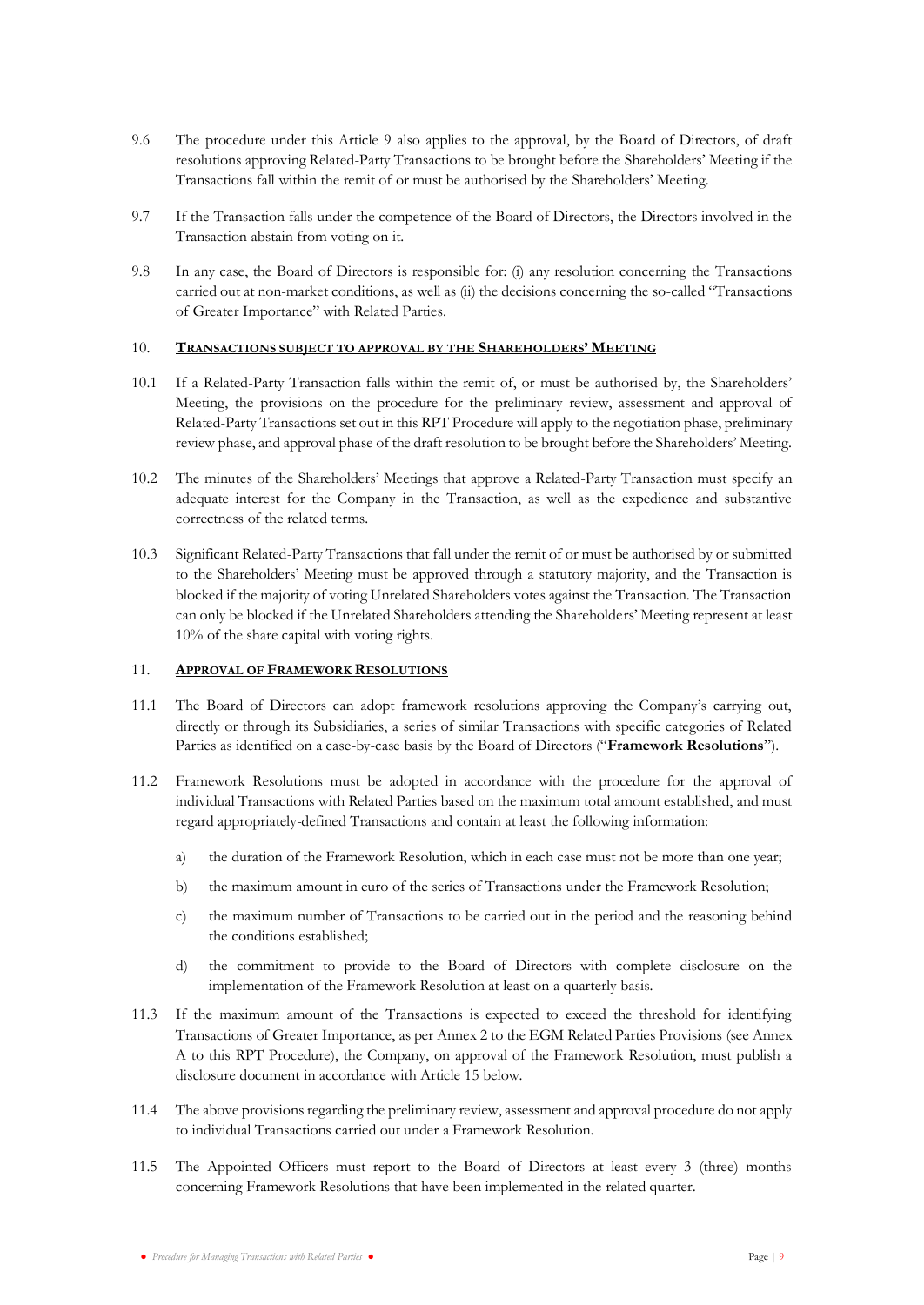9.6 The procedure under this Article 9 also applies to the approval, by the Board of Directors, of draft resolutions approving Related-Party Transactions to be brought before the Shareholders' Meeting if the Transactions fall within the remit of or must be authorised by the Shareholders' Meeting.

9.7 If the Transaction falls under the competence of the Board of Directors, the Directors involved in the Transaction abstain from voting on it.

9.8 In any case, the Board of Directors is responsible for: (i) any resolution concerning the Transactions carried out at non-market conditions, as well as (ii) the decisions concerning the so-called "Transactions of Greater Importance" with Related Parties.

## 10. TRANSACTIONS SUBJECT TO APPROVAL BY THE SHAREHOLDERS' MEETING

10.1 If a Related-Party Transaction falls within the remit of, or must be authorised by, the Shareholders' Meeting, the provisions on the procedure for the preliminary review, assessment and approval of Related-Party Transactions set out in this RPT Procedure will apply to the negotiation phase, preliminary review phase, and approval phase of the draft resolution to be brought before the Shareholders' Meeting.

10.2 The minutes of the Shareholders' Meetings that approve a Related-Party Transaction must specify an adequate interest for the Company in the Transaction, as well as the expedience and substantive correctness of the related terms.

10.3 Significant Related-Party Transactions that fall under the remit of or must be authorised by or submitted to the Shareholders' Meeting must be approved through a statutory majority, and the Transaction is blocked if the majority of voting Unrelated Shareholders votes against the Transaction. The Transaction can only be blocked if the Unrelated Shareholders attending the Shareholders' Meeting represent at least 10% of the share capital with voting rights.

## 11. APPROVAL OF FRAMEWORK RESOLUTIONS

11.1 The Board of Directors can adopt framework resolutions approving the Company's carrying out, directly or through its Subsidiaries, a series of similar Transactions with specific categories of Related Parties as identified on a case-by-case basis by the Board of Directors ("**Framework Resolutions**").

11.2 Framework Resolutions must be adopted in accordance with the procedure for the approval of individual Transactions with Related Parties based on the maximum total amount established, and must regard appropriately-defined Transactions and contain at least the following information:

a) the duration of the Framework Resolution, which in each case must not be more than one year;

b) the maximum amount in euro of the series of Transactions under the Framework Resolution;

c) the maximum number of Transactions to be carried out in the period and the reasoning behind the conditions established;

d) the commitment to provide to the Board of Directors with complete disclosure on the implementation of the Framework Resolution at least on a quarterly basis.

11.3 If the maximum amount of the Transactions is expected to exceed the threshold for identifying Transactions of Greater Importance, as per Annex 2 to the EGM Related Parties Provisions (see Annex A to this RPT Procedure), the Company, on approval of the Framework Resolution, must publish a disclosure document in accordance with Article 15 below.

11.4 The above provisions regarding the preliminary review, assessment and approval procedure do not apply to individual Transactions carried out under a Framework Resolution.

11.5 The Appointed Officers must report to the Board of Directors at least every 3 (three) months concerning Framework Resolutions that have been implemented in the related quarter.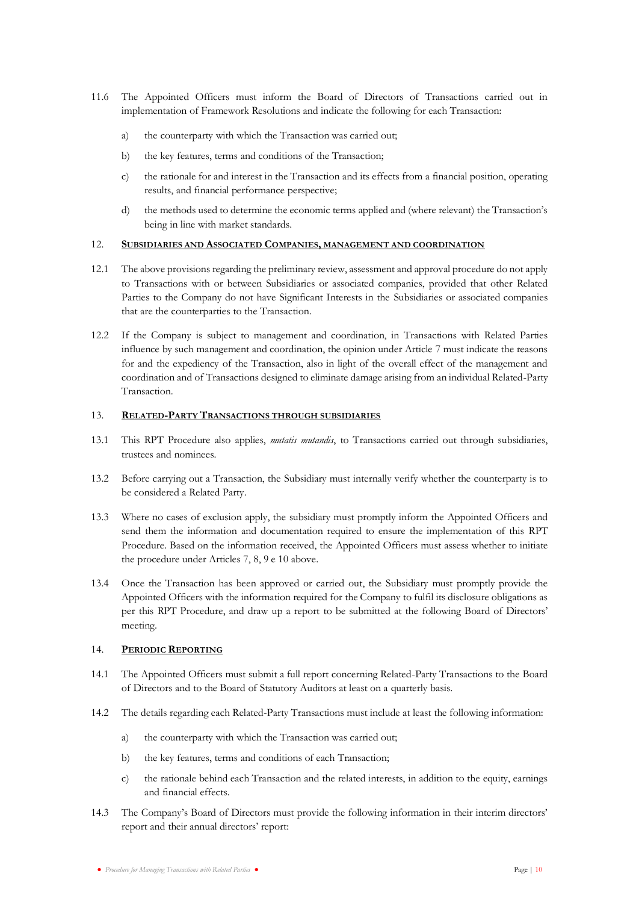11.6 The Appointed Officers must inform the Board of Directors of Transactions carried out in implementation of Framework Resolutions and indicate the following for each Transaction:

a) the counterparty with which the Transaction was carried out;

b) the key features, terms and conditions of the Transaction;

c) the rationale for and interest in the Transaction and its effects from a financial position, operating results, and financial performance perspective;

d) the methods used to determine the economic terms applied and (where relevant) the Transaction's being in line with market standards.

## 12. <u>SUBSIDIARIES AND ASSOCIATED COMPANIES, MANAGEMENT AND COORDINATION</u>

12.1 The above provisions regarding the preliminary review, assessment and approval procedure do not apply to Transactions with or between Subsidiaries or associated companies, provided that other Related Parties to the Company do not have Significant Interests in the Subsidiaries or associated companies that are the counterparties to the Transaction.

12.2 If the Company is subject to management and coordination, in Transactions with Related Parties influence by such management and coordination, the opinion under Article 7 must indicate the reasons for and the expediency of the Transaction, also in light of the overall effect of the management and coordination and of Transactions designed to eliminate damage arising from an individual Related-Party Transaction.

## 13. <u>RELATED-PARTY TRANSACTIONS THROUGH SUBSIDIARIES</u>

13.1 This RPT Procedure also applies, *mutatis mutandis*, to Transactions carried out through subsidiaries, trustees and nominees.

13.2 Before carrying out a Transaction, the Subsidiary must internally verify whether the counterparty is to be considered a Related Party.

13.3 Where no cases of exclusion apply, the subsidiary must promptly inform the Appointed Officers and send them the information and documentation required to ensure the implementation of this RPT Procedure. Based on the information received, the Appointed Officers must assess whether to initiate the procedure under Articles 7, 8, 9 e 10 above.

13.4 Once the Transaction has been approved or carried out, the Subsidiary must promptly provide the Appointed Officers with the information required for the Company to fulfil its disclosure obligations as per this RPT Procedure, and draw up a report to be submitted at the following Board of Directors' meeting.

## 14. <u>PERIODIC REPORTING</u>

14.1 The Appointed Officers must submit a full report concerning Related-Party Transactions to the Board of Directors and to the Board of Statutory Auditors at least on a quarterly basis.

14.2 The details regarding each Related-Party Transactions must include at least the following information:

a) the counterparty with which the Transaction was carried out;

b) the key features, terms and conditions of each Transaction;

c) the rationale behind each Transaction and the related interests, in addition to the equity, earnings and financial effects.

14.3 The Company's Board of Directors must provide the following information in their interim directors' report and their annual directors' report: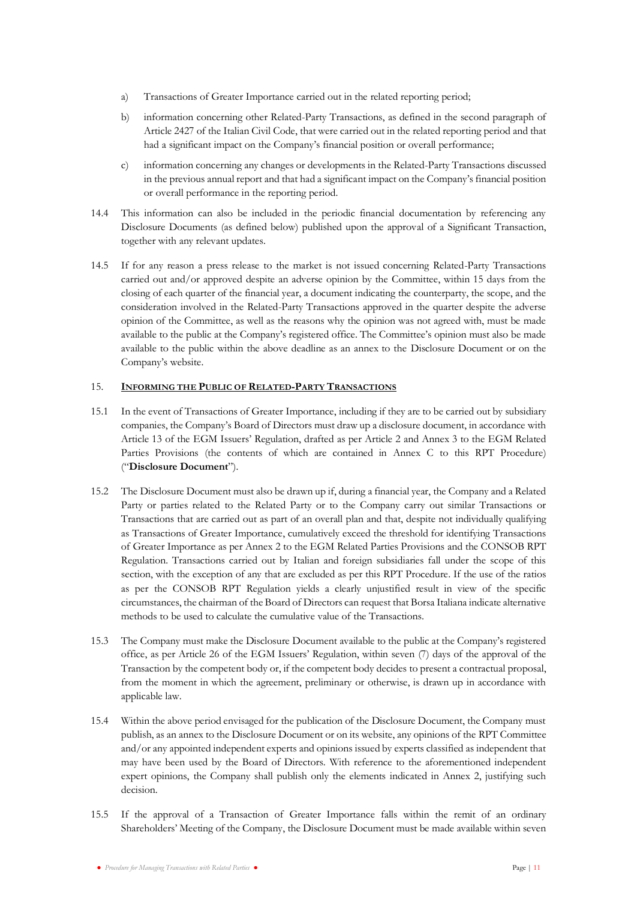a) Transactions of Greater Importance carried out in the related reporting period;

b) information concerning other Related-Party Transactions, as defined in the second paragraph of Article 2427 of the Italian Civil Code, that were carried out in the related reporting period and that had a significant impact on the Company's financial position or overall performance;

c) information concerning any changes or developments in the Related-Party Transactions discussed in the previous annual report and that had a significant impact on the Company's financial position or overall performance in the reporting period.

14.4 This information can also be included in the periodic financial documentation by referencing any Disclosure Documents (as defined below) published upon the approval of a Significant Transaction, together with any relevant updates.

14.5 If for any reason a press release to the market is not issued concerning Related-Party Transactions carried out and/or approved despite an adverse opinion by the Committee, within 15 days from the closing of each quarter of the financial year, a document indicating the counterparty, the scope, and the consideration involved in the Related-Party Transactions approved in the quarter despite the adverse opinion of the Committee, as well as the reasons why the opinion was not agreed with, must be made available to the public at the Company's registered office. The Committee's opinion must also be made available to the public within the above deadline as an annex to the Disclosure Document or on the Company's website.

## 15. INFORMING THE PUBLIC OF RELATED-PARTY TRANSACTIONS

15.1 In the event of Transactions of Greater Importance, including if they are to be carried out by subsidiary companies, the Company's Board of Directors must draw up a disclosure document, in accordance with Article 13 of the EGM Issuers' Regulation, drafted as per Article 2 and Annex 3 to the EGM Related Parties Provisions (the contents of which are contained in Annex C to this RPT Procedure) ("**Disclosure Document**").

15.2 The Disclosure Document must also be drawn up if, during a financial year, the Company and a Related Party or parties related to the Related Party or to the Company carry out similar Transactions or Transactions that are carried out as part of an overall plan and that, despite not individually qualifying as Transactions of Greater Importance, cumulatively exceed the threshold for identifying Transactions of Greater Importance as per Annex 2 to the EGM Related Parties Provisions and the CONSOB RPT Regulation. Transactions carried out by Italian and foreign subsidiaries fall under the scope of this section, with the exception of any that are excluded as per this RPT Procedure. If the use of the ratios as per the CONSOB RPT Regulation yields a clearly unjustified result in view of the specific circumstances, the chairman of the Board of Directors can request that Borsa Italiana indicate alternative methods to be used to calculate the cumulative value of the Transactions.

15.3 The Company must make the Disclosure Document available to the public at the Company's registered office, as per Article 26 of the EGM Issuers' Regulation, within seven (7) days of the approval of the Transaction by the competent body or, if the competent body decides to present a contractual proposal, from the moment in which the agreement, preliminary or otherwise, is drawn up in accordance with applicable law.

15.4 Within the above period envisaged for the publication of the Disclosure Document, the Company must publish, as an annex to the Disclosure Document or on its website, any opinions of the RPT Committee and/or any appointed independent experts and opinions issued by experts classified as independent that may have been used by the Board of Directors. With reference to the aforementioned independent expert opinions, the Company shall publish only the elements indicated in Annex 2, justifying such decision.

15.5 If the approval of a Transaction of Greater Importance falls within the remit of an ordinary Shareholders' Meeting of the Company, the Disclosure Document must be made available within seven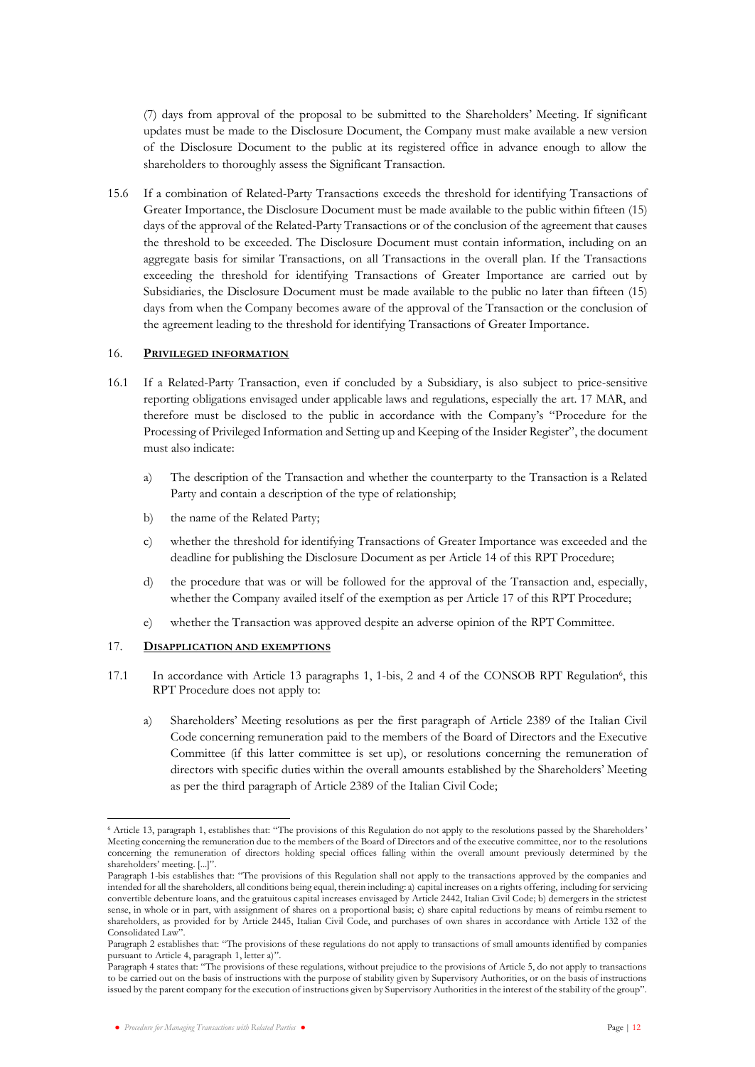(7) days from approval of the proposal to be submitted to the Shareholders' Meeting. If significant updates must be made to the Disclosure Document, the Company must make available a new version of the Disclosure Document to the public at its registered office in advance enough to allow the shareholders to thoroughly assess the Significant Transaction.

15.6 If a combination of Related-Party Transactions exceeds the threshold for identifying Transactions of Greater Importance, the Disclosure Document must be made available to the public within fifteen (15) days of the approval of the Related-Party Transactions or of the conclusion of the agreement that causes the threshold to be exceeded. The Disclosure Document must contain information, including on an aggregate basis for similar Transactions, on all Transactions in the overall plan. If the Transactions exceeding the threshold for identifying Transactions of Greater Importance are carried out by Subsidiaries, the Disclosure Document must be made available to the public no later than fifteen (15) days from when the Company becomes aware of the approval of the Transaction or the conclusion of the agreement leading to the threshold for identifying Transactions of Greater Importance.

## 16. PRIVILEGED INFORMATION

16.1 If a Related-Party Transaction, even if concluded by a Subsidiary, is also subject to price-sensitive reporting obligations envisaged under applicable laws and regulations, especially the art. 17 MAR, and therefore must be disclosed to the public in accordance with the Company's "Procedure for the Processing of Privileged Information and Setting up and Keeping of the Insider Register", the document must also indicate:

a) The description of the Transaction and whether the counterparty to the Transaction is a Related Party and contain a description of the type of relationship;

b) the name of the Related Party;

c) whether the threshold for identifying Transactions of Greater Importance was exceeded and the deadline for publishing the Disclosure Document as per Article 14 of this RPT Procedure;

d) the procedure that was or will be followed for the approval of the Transaction and, especially, whether the Company availed itself of the exemption as per Article 17 of this RPT Procedure;

e) whether the Transaction was approved despite an adverse opinion of the RPT Committee.

## 17. DISAPPLICATION AND EXEMPTIONS

17.1 In accordance with Article 13 paragraphs 1, 1-bis, 2 and 4 of the CONSOB RPT Regulation[6], this RPT Procedure does not apply to:

a) Shareholders' Meeting resolutions as per the first paragraph of Article 2389 of the Italian Civil Code concerning remuneration paid to the members of the Board of Directors and the Executive Committee (if this latter committee is set up), or resolutions concerning the remuneration of directors with specific duties within the overall amounts established by the Shareholders' Meeting as per the third paragraph of Article 2389 of the Italian Civil Code;

---

[6] Article 13, paragraph 1, establishes that: "The provisions of this Regulation do not apply to the resolutions passed by the Shareholders' Meeting concerning the remuneration due to the members of the Board of Directors and of the executive committee, nor to the resolutions concerning the remuneration of directors holding special offices falling within the overall amount previously determined by the shareholders' meeting. [...]".

Paragraph 1-bis establishes that: "The provisions of this Regulation shall not apply to the transactions approved by the companies and intended for all the shareholders, all conditions being equal, therein including: a) capital increases on a rights offering, including for servicing convertible debenture loans, and the gratuitous capital increases envisaged by Article 2442, Italian Civil Code; b) demergers in the strictest sense, in whole or in part, with assignment of shares on a proportional basis; c) share capital reductions by means of reimbursement to shareholders, as provided for by Article 2445, Italian Civil Code, and purchases of own shares in accordance with Article 132 of the Consolidated Law".

Paragraph 2 establishes that: "The provisions of these regulations do not apply to transactions of small amounts identified by companies pursuant to Article 4, paragraph 1, letter a)".

Paragraph 4 states that: "The provisions of these regulations, without prejudice to the provisions of Article 5, do not apply to transactions to be carried out on the basis of instructions with the purpose of stability given by Supervisory Authorities, or on the basis of instructions issued by the parent company for the execution of instructions given by Supervisory Authorities in the interest of the stability of the group".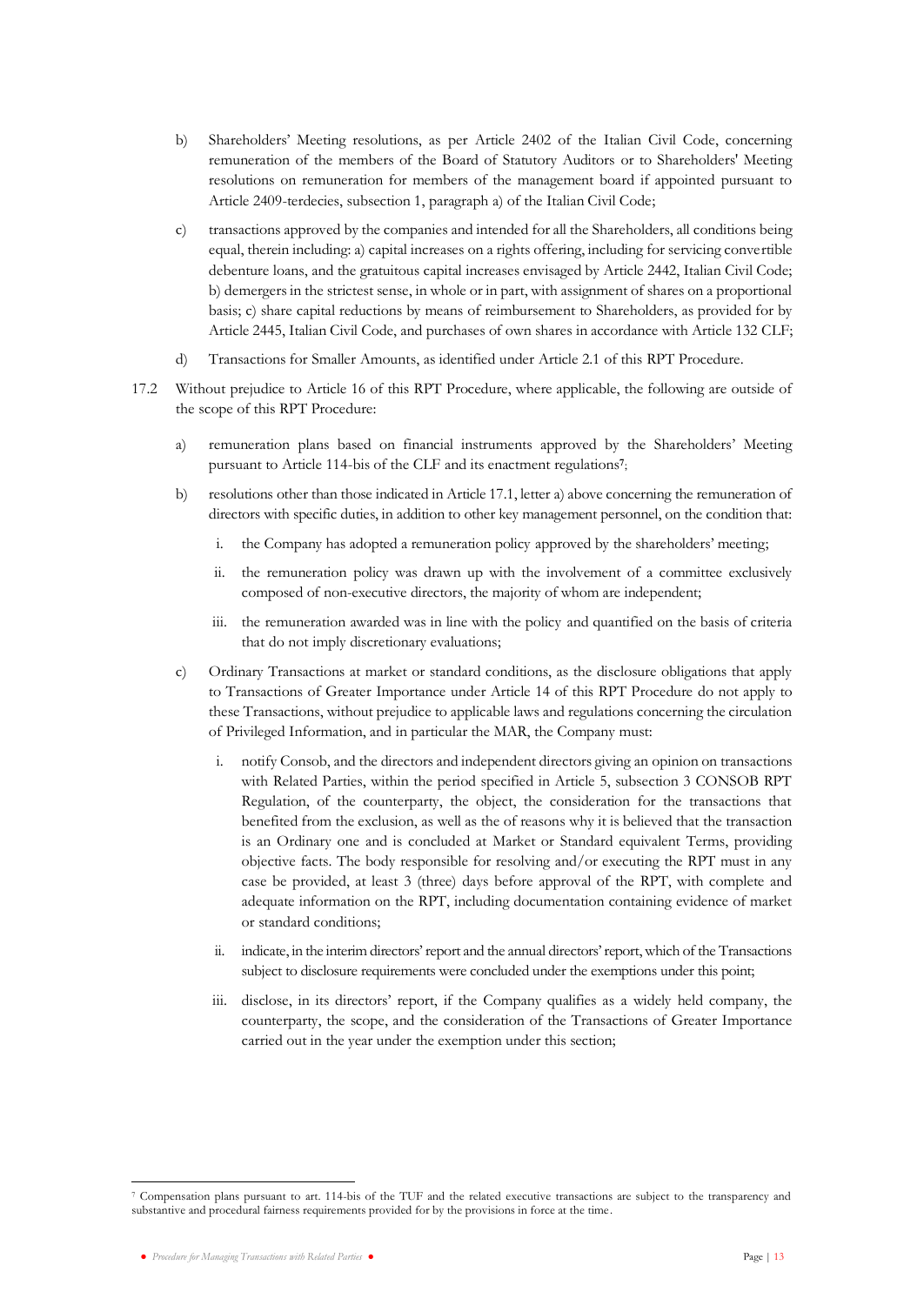b) Shareholders' Meeting resolutions, as per Article 2402 of the Italian Civil Code, concerning remuneration of the members of the Board of Statutory Auditors or to Shareholders' Meeting resolutions on remuneration for members of the management board if appointed pursuant to Article 2409-terdecies, subsection 1, paragraph a) of the Italian Civil Code;

c) transactions approved by the companies and intended for all the Shareholders, all conditions being equal, therein including: a) capital increases on a rights offering, including for servicing convertible debenture loans, and the gratuitous capital increases envisaged by Article 2442, Italian Civil Code; b) demergers in the strictest sense, in whole or in part, with assignment of shares on a proportional basis; c) share capital reductions by means of reimbursement to Shareholders, as provided for by Article 2445, Italian Civil Code, and purchases of own shares in accordance with Article 132 CLF;

d) Transactions for Smaller Amounts, as identified under Article 2.1 of this RPT Procedure.

17.2 Without prejudice to Article 16 of this RPT Procedure, where applicable, the following are outside of the scope of this RPT Procedure:

a) remuneration plans based on financial instruments approved by the Shareholders' Meeting pursuant to Article 114-bis of the CLF and its enactment regulations[7];

b) resolutions other than those indicated in Article 17.1, letter a) above concerning the remuneration of directors with specific duties, in addition to other key management personnel, on the condition that:

   i. the Company has adopted a remuneration policy approved by the shareholders' meeting;

   ii. the remuneration policy was drawn up with the involvement of a committee exclusively composed of non-executive directors, the majority of whom are independent;

   iii. the remuneration awarded was in line with the policy and quantified on the basis of criteria that do not imply discretionary evaluations;

c) Ordinary Transactions at market or standard conditions, as the disclosure obligations that apply to Transactions of Greater Importance under Article 14 of this RPT Procedure do not apply to these Transactions, without prejudice to applicable laws and regulations concerning the circulation of Privileged Information, and in particular the MAR, the Company must:

   i. notify Consob, and the directors and independent directors giving an opinion on transactions with Related Parties, within the period specified in Article 5, subsection 3 CONSOB RPT Regulation, of the counterparty, the object, the consideration for the transactions that benefited from the exclusion, as well as the of reasons why it is believed that the transaction is an Ordinary one and is concluded at Market or Standard equivalent Terms, providing objective facts. The body responsible for resolving and/or executing the RPT must in any case be provided, at least 3 (three) days before approval of the RPT, with complete and adequate information on the RPT, including documentation containing evidence of market or standard conditions;

   ii. indicate, in the interim directors' report and the annual directors' report, which of the Transactions subject to disclosure requirements were concluded under the exemptions under this point;

   iii. disclose, in its directors' report, if the Company qualifies as a widely held company, the counterparty, the scope, and the consideration of the Transactions of Greater Importance carried out in the year under the exemption under this section;

[7] Compensation plans pursuant to art. 114-bis of the TUF and the related executive transactions are subject to the transparency and substantive and procedural fairness requirements provided for by the provisions in force at the time.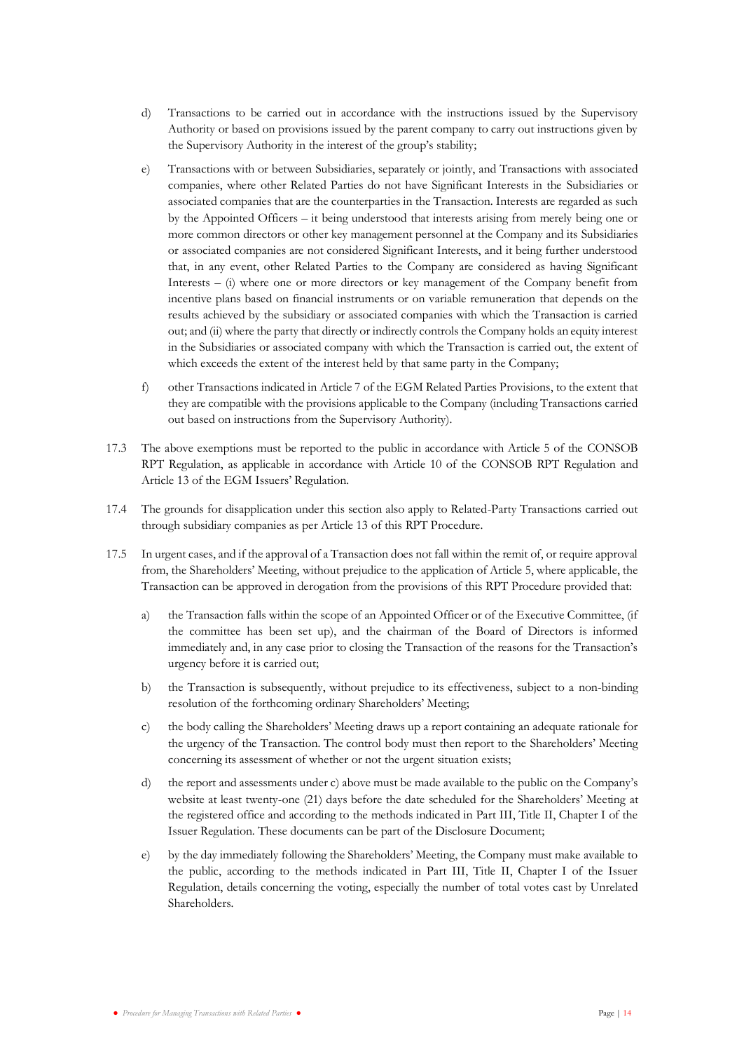d) Transactions to be carried out in accordance with the instructions issued by the Supervisory Authority or based on provisions issued by the parent company to carry out instructions given by the Supervisory Authority in the interest of the group's stability;

e) Transactions with or between Subsidiaries, separately or jointly, and Transactions with associated companies, where other Related Parties do not have Significant Interests in the Subsidiaries or associated companies that are the counterparties in the Transaction. Interests are regarded as such by the Appointed Officers – it being understood that interests arising from merely being one or more common directors or other key management personnel at the Company and its Subsidiaries or associated companies are not considered Significant Interests, and it being further understood that, in any event, other Related Parties to the Company are considered as having Significant Interests – (i) where one or more directors or key management of the Company benefit from incentive plans based on financial instruments or on variable remuneration that depends on the results achieved by the subsidiary or associated companies with which the Transaction is carried out; and (ii) where the party that directly or indirectly controls the Company holds an equity interest in the Subsidiaries or associated company with which the Transaction is carried out, the extent of which exceeds the extent of the interest held by that same party in the Company;

f) other Transactions indicated in Article 7 of the EGM Related Parties Provisions, to the extent that they are compatible with the provisions applicable to the Company (including Transactions carried out based on instructions from the Supervisory Authority).

17.3 The above exemptions must be reported to the public in accordance with Article 5 of the CONSOB RPT Regulation, as applicable in accordance with Article 10 of the CONSOB RPT Regulation and Article 13 of the EGM Issuers' Regulation.

17.4 The grounds for disapplication under this section also apply to Related-Party Transactions carried out through subsidiary companies as per Article 13 of this RPT Procedure.

17.5 In urgent cases, and if the approval of a Transaction does not fall within the remit of, or require approval from, the Shareholders' Meeting, without prejudice to the application of Article 5, where applicable, the Transaction can be approved in derogation from the provisions of this RPT Procedure provided that:

a) the Transaction falls within the scope of an Appointed Officer or of the Executive Committee, (if the committee has been set up), and the chairman of the Board of Directors is informed immediately and, in any case prior to closing the Transaction of the reasons for the Transaction's urgency before it is carried out;

b) the Transaction is subsequently, without prejudice to its effectiveness, subject to a non-binding resolution of the forthcoming ordinary Shareholders' Meeting;

c) the body calling the Shareholders' Meeting draws up a report containing an adequate rationale for the urgency of the Transaction. The control body must then report to the Shareholders' Meeting concerning its assessment of whether or not the urgent situation exists;

d) the report and assessments under c) above must be made available to the public on the Company's website at least twenty-one (21) days before the date scheduled for the Shareholders' Meeting at the registered office and according to the methods indicated in Part III, Title II, Chapter I of the Issuer Regulation. These documents can be part of the Disclosure Document;

e) by the day immediately following the Shareholders' Meeting, the Company must make available to the public, according to the methods indicated in Part III, Title II, Chapter I of the Issuer Regulation, details concerning the voting, especially the number of total votes cast by Unrelated Shareholders.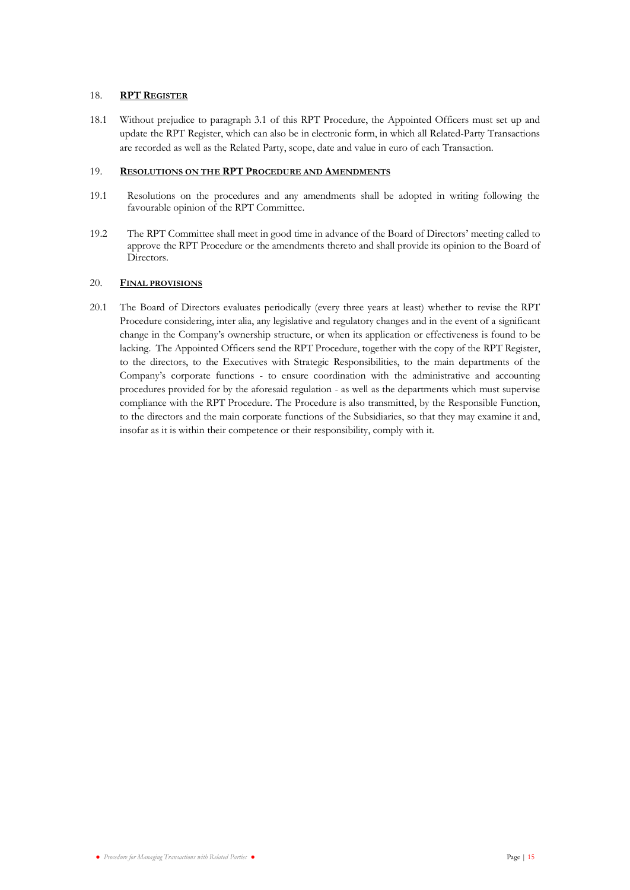## 18. **RPT REGISTER**

18.1 Without prejudice to paragraph 3.1 of this RPT Procedure, the Appointed Officers must set up and update the RPT Register, which can also be in electronic form, in which all Related-Party Transactions are recorded as well as the Related Party, scope, date and value in euro of each Transaction.

## 19. **RESOLUTIONS ON THE RPT PROCEDURE AND AMENDMENTS**

19.1 Resolutions on the procedures and any amendments shall be adopted in writing following the favourable opinion of the RPT Committee.

19.2 The RPT Committee shall meet in good time in advance of the Board of Directors' meeting called to approve the RPT Procedure or the amendments thereto and shall provide its opinion to the Board of Directors.

## 20. **FINAL PROVISIONS**

20.1 The Board of Directors evaluates periodically (every three years at least) whether to revise the RPT Procedure considering, inter alia, any legislative and regulatory changes and in the event of a significant change in the Company's ownership structure, or when its application or effectiveness is found to be lacking. The Appointed Officers send the RPT Procedure, together with the copy of the RPT Register, to the directors, to the Executives with Strategic Responsibilities, to the main departments of the Company's corporate functions - to ensure coordination with the administrative and accounting procedures provided for by the aforesaid regulation - as well as the departments which must supervise compliance with the RPT Procedure. The Procedure is also transmitted, by the Responsible Function, to the directors and the main corporate functions of the Subsidiaries, so that they may examine it and, insofar as it is within their competence or their responsibility, comply with it.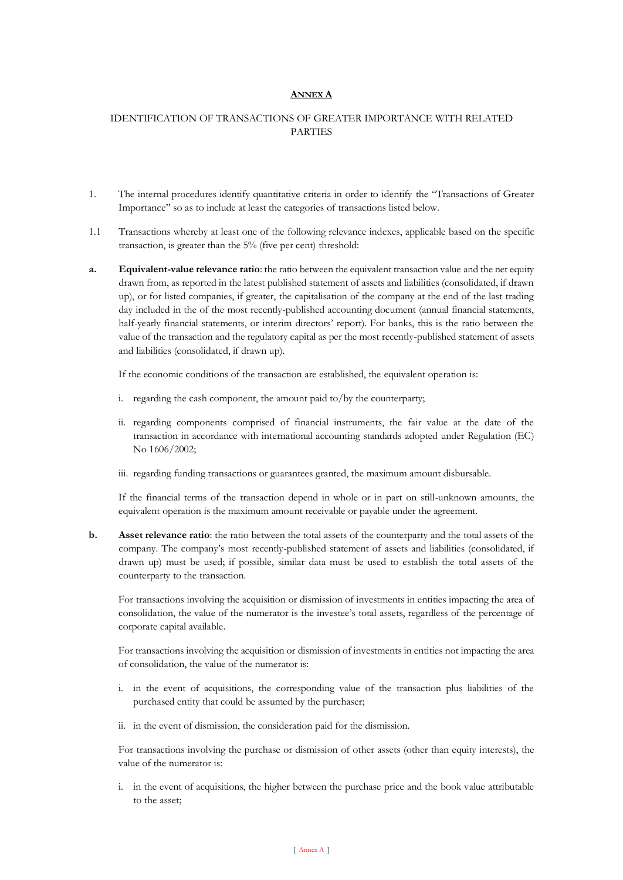## Annex A

IDENTIFICATION OF TRANSACTIONS OF GREATER IMPORTANCE WITH RELATED PARTIES

1. The internal procedures identify quantitative criteria in order to identify the "Transactions of Greater Importance" so as to include at least the categories of transactions listed below.

1.1 Transactions whereby at least one of the following relevance indexes, applicable based on the specific transaction, is greater than the 5% (five per cent) threshold:

**a. Equivalent-value relevance ratio**: the ratio between the equivalent transaction value and the net equity drawn from, as reported in the latest published statement of assets and liabilities (consolidated, if drawn up), or for listed companies, if greater, the capitalisation of the company at the end of the last trading day included in the of the most recently-published accounting document (annual financial statements, half-yearly financial statements, or interim directors' report). For banks, this is the ratio between the value of the transaction and the regulatory capital as per the most recently-published statement of assets and liabilities (consolidated, if drawn up).

If the economic conditions of the transaction are established, the equivalent operation is:

i. regarding the cash component, the amount paid to/by the counterparty;

ii. regarding components comprised of financial instruments, the fair value at the date of the transaction in accordance with international accounting standards adopted under Regulation (EC) No 1606/2002;

iii. regarding funding transactions or guarantees granted, the maximum amount disbursable.

If the financial terms of the transaction depend in whole or in part on still-unknown amounts, the equivalent operation is the maximum amount receivable or payable under the agreement.

**b. Asset relevance ratio**: the ratio between the total assets of the counterparty and the total assets of the company. The company's most recently-published statement of assets and liabilities (consolidated, if drawn up) must be used; if possible, similar data must be used to establish the total assets of the counterparty to the transaction.

For transactions involving the acquisition or dismission of investments in entities impacting the area of consolidation, the value of the numerator is the investee's total assets, regardless of the percentage of corporate capital available.

For transactions involving the acquisition or dismission of investments in entities not impacting the area of consolidation, the value of the numerator is:

i. in the event of acquisitions, the corresponding value of the transaction plus liabilities of the purchased entity that could be assumed by the purchaser;

ii. in the event of dismission, the consideration paid for the dismission.

For transactions involving the purchase or dismission of other assets (other than equity interests), the value of the numerator is:

i. in the event of acquisitions, the higher between the purchase price and the book value attributable to the asset;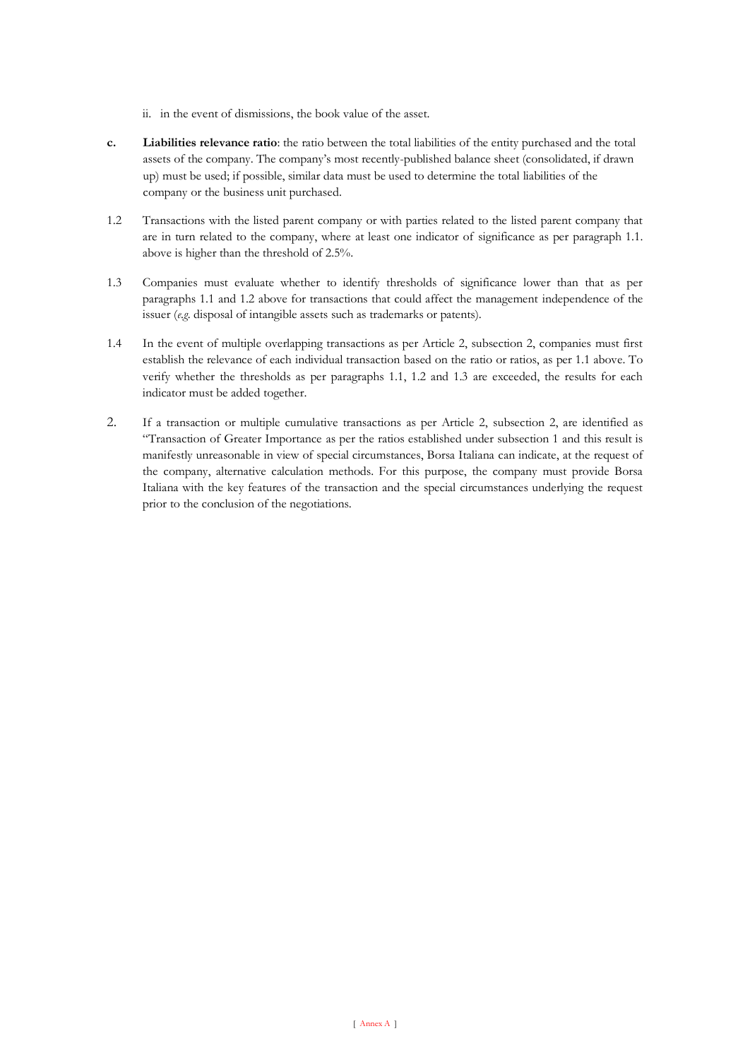ii. in the event of dismissions, the book value of the asset.

**c.** **Liabilities relevance ratio**: the ratio between the total liabilities of the entity purchased and the total assets of the company. The company's most recently-published balance sheet (consolidated, if drawn up) must be used; if possible, similar data must be used to determine the total liabilities of the company or the business unit purchased.

1.2 Transactions with the listed parent company or with parties related to the listed parent company that are in turn related to the company, where at least one indicator of significance as per paragraph 1.1. above is higher than the threshold of 2.5%.

1.3 Companies must evaluate whether to identify thresholds of significance lower than that as per paragraphs 1.1 and 1.2 above for transactions that could affect the management independence of the issuer (*e.g.* disposal of intangible assets such as trademarks or patents).

1.4 In the event of multiple overlapping transactions as per Article 2, subsection 2, companies must first establish the relevance of each individual transaction based on the ratio or ratios, as per 1.1 above. To verify whether the thresholds as per paragraphs 1.1, 1.2 and 1.3 are exceeded, the results for each indicator must be added together.

2. If a transaction or multiple cumulative transactions as per Article 2, subsection 2, are identified as "Transaction of Greater Importance as per the ratios established under subsection 1 and this result is manifestly unreasonable in view of special circumstances, Borsa Italiana can indicate, at the request of the company, alternative calculation methods. For this purpose, the company must provide Borsa Italiana with the key features of the transaction and the special circumstances underlying the request prior to the conclusion of the negotiations.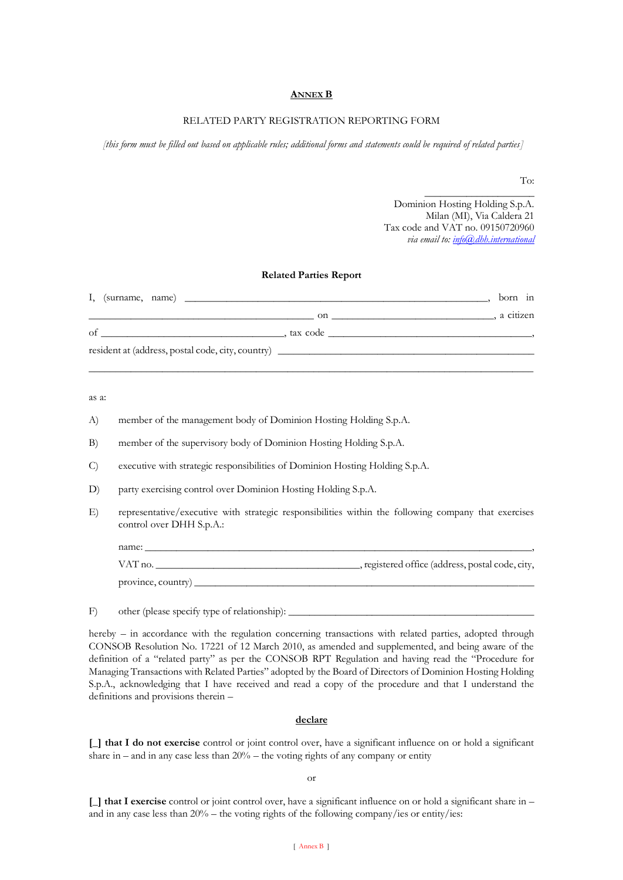## Annex B

RELATED PARTY REGISTRATION REPORTING FORM

*[this form must be filled out based on applicable rules; additional forms and statements could be required of related parties]*

To:

\_\_\_\_\_\_\_\_\_\_\_\_\_\_\_\_\_\_\_\_

Dominion Hosting Holding S.p.A.
Milan (MI), Via Caldera 21
Tax code and VAT no. 09150720960
*via email to: info@dhh.international*

**Related Parties Report**

I, (surname, name) \_\_\_\_\_\_\_\_\_\_\_\_\_\_\_\_\_\_\_\_\_\_\_\_\_\_\_\_\_\_\_\_\_\_\_\_\_\_\_\_\_\_\_\_\_\_\_\_\_\_\_\_\_\_, born in \_\_\_\_\_\_\_\_\_\_\_\_\_\_\_\_\_\_\_\_\_\_\_\_\_\_\_\_\_\_\_\_\_\_\_\_\_\_\_\_\_\_ on \_\_\_\_\_\_\_\_\_\_\_\_\_\_\_\_\_\_\_\_\_\_\_\_\_\_\_\_\_\_, a citizen of \_\_\_\_\_\_\_\_\_\_\_\_\_\_\_\_\_\_\_\_\_\_\_\_\_\_\_\_\_\_\_\_\_\_, tax code \_\_\_\_\_\_\_\_\_\_\_\_\_\_\_\_\_\_\_\_\_\_\_\_\_\_\_\_\_\_\_\_\_\_\_\_\_\_\_\_, resident at (address, postal code, city, country) \_\_\_\_\_\_\_\_\_\_\_\_\_\_\_\_\_\_\_\_\_\_\_\_\_\_\_\_\_\_\_\_\_\_\_\_\_\_\_\_\_\_\_\_\_\_\_\_\_\_

\_\_\_\_\_\_\_\_\_\_\_\_\_\_\_\_\_\_\_\_\_\_\_\_\_\_\_\_\_\_\_\_\_\_\_\_\_\_\_\_\_\_\_\_\_\_\_\_\_\_\_\_\_\_\_\_\_\_\_\_\_\_\_\_\_\_\_\_\_\_\_\_\_\_\_\_\_\_\_\_\_\_\_\_\_\_

as a:

A) member of the management body of Dominion Hosting Holding S.p.A.

B) member of the supervisory body of Dominion Hosting Holding S.p.A.

C) executive with strategic responsibilities of Dominion Hosting Holding S.p.A.

D) party exercising control over Dominion Hosting Holding S.p.A.

E) representative/executive with strategic responsibilities within the following company that exercises control over DHH S.p.A.:

name: \_\_\_\_\_\_\_\_\_\_\_\_\_\_\_\_\_\_\_\_\_\_\_\_\_\_\_\_\_\_\_\_\_\_\_\_\_\_\_\_\_\_\_\_\_\_\_\_\_\_\_\_\_\_\_\_\_\_\_\_\_\_\_\_\_\_\_\_\_\_\_\_\_\_\_\_\_\_,

VAT no. \_\_\_\_\_\_\_\_\_\_\_\_\_\_\_\_\_\_\_\_\_\_\_\_\_\_\_\_\_\_\_\_\_\_\_\_\_\_\_\_, registered office (address, postal code, city, province, country) \_\_\_\_\_\_\_\_\_\_\_\_\_\_\_\_\_\_\_\_\_\_\_\_\_\_\_\_\_\_\_\_\_\_\_\_\_\_\_\_\_\_\_\_\_\_\_\_\_\_\_\_\_\_\_\_\_\_\_\_\_\_\_\_\_\_\_\_

F) other (please specify type of relationship): \_\_\_\_\_\_\_\_\_\_\_\_\_\_\_\_\_\_\_\_\_\_\_\_\_\_\_\_\_\_\_\_\_\_\_\_\_\_\_\_\_\_\_\_\_\_\_\_\_\_

hereby – in accordance with the regulation concerning transactions with related parties, adopted through CONSOB Resolution No. 17221 of 12 March 2010, as amended and supplemented, and being aware of the definition of a "related party" as per the CONSOB RPT Regulation and having read the "Procedure for Managing Transactions with Related Parties" adopted by the Board of Directors of Dominion Hosting Holding S.p.A., acknowledging that I have received and read a copy of the procedure and that I understand the definitions and provisions therein –

**declare**

**[\_] that I do not exercise** control or joint control over, have a significant influence on or hold a significant share in – and in any case less than 20% – the voting rights of any company or entity

or

**[\_] that I exercise** control or joint control over, have a significant influence on or hold a significant share in – and in any case less than 20% – the voting rights of the following company/ies or entity/ies: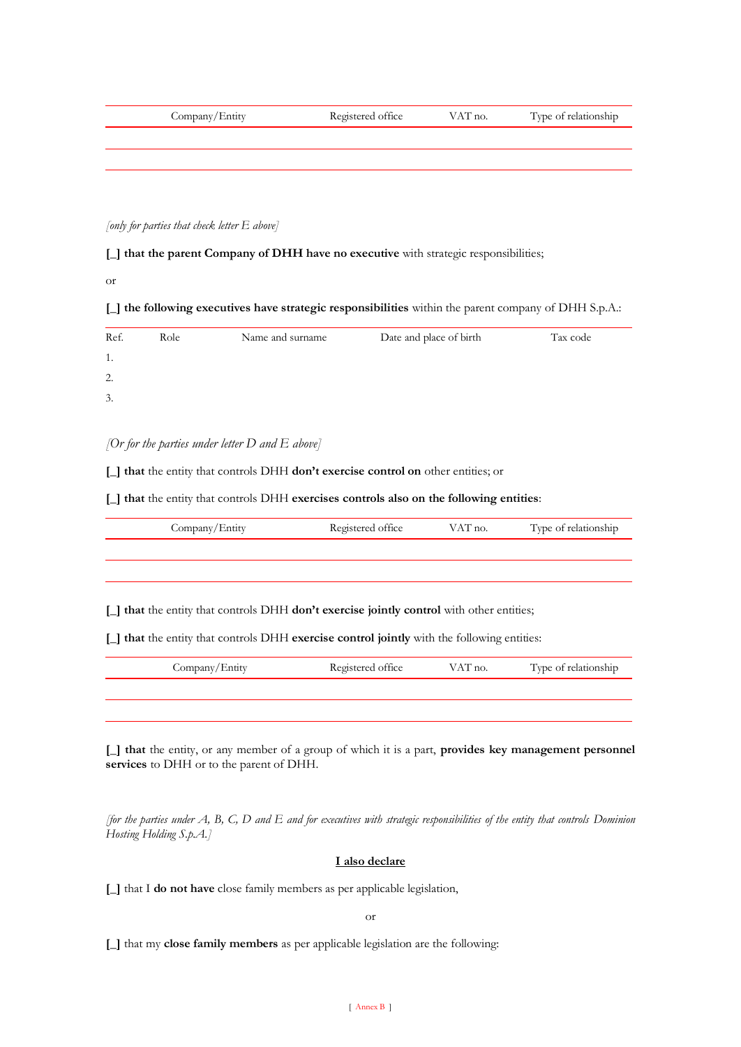| Company/Entity | Registered office | VAT no. | Type of relationship |
|---|---|---|---|
| | | | |
| | | | |

*[only for parties that check letter E above]*

**[_] that the parent Company of DHH have no executive** with strategic responsibilities;

or

**[_] the following executives have strategic responsibilities** within the parent company of DHH S.p.A.:

| Ref. | Role | Name and surname | Date and place of birth | Tax code |
|---|---|---|---|---|
| 1. | | | | |
| 2. | | | | |
| 3. | | | | |

*[Or for the parties under letter D and E above]*

**[_] that** the entity that controls DHH **don't exercise control on** other entities; or

**[_] that** the entity that controls DHH **exercises controls also on the following entities**:

| Company/Entity | Registered office | VAT no. | Type of relationship |
|---|---|---|---|
| | | | |
| | | | |

**[_] that** the entity that controls DHH **don't exercise jointly control** with other entities;

**[_] that** the entity that controls DHH **exercise control jointly** with the following entities:

| Company/Entity | Registered office | VAT no. | Type of relationship |
|---|---|---|---|
| | | | |
| | | | |

**[_] that** the entity, or any member of a group of which it is a part, **provides key management personnel services** to DHH or to the parent of DHH.

*[for the parties under A, B, C, D and E and for executives with strategic responsibilities of the entity that controls Dominion Hosting Holding S.p.A.]*

**<u>I also declare</u>**

**[_]** that I **do not have** close family members as per applicable legislation,

or

**[_]** that my **close family members** as per applicable legislation are the following: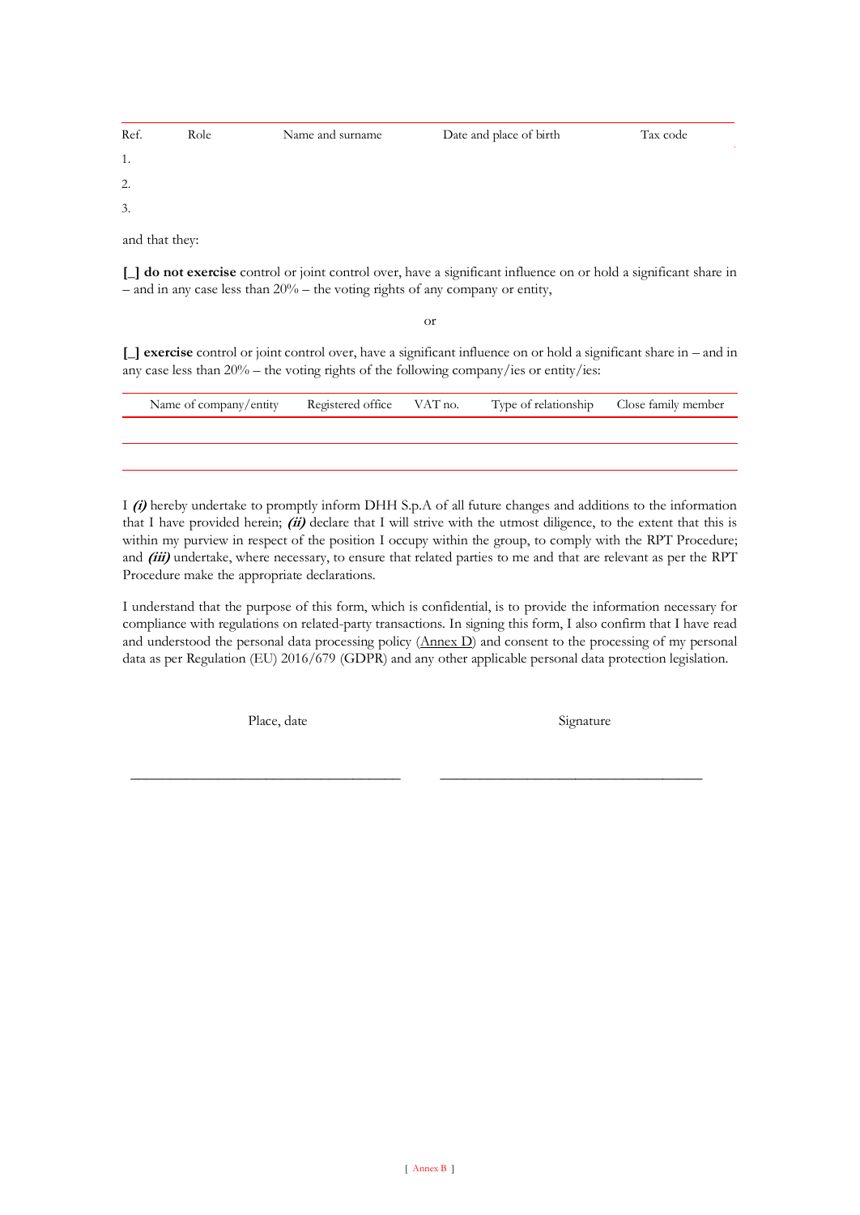| Ref. | Role | Name and surname | Date and place of birth | Tax code |
|---|---|---|---|---|
| 1. | | | | |
| 2. | | | | |
| 3. | | | | |

and that they:

**[_] do not exercise** control or joint control over, have a significant influence on or hold a significant share in – and in any case less than 20% – the voting rights of any company or entity,

or

**[_] exercise** control or joint control over, have a significant influence on or hold a significant share in – and in any case less than 20% – the voting rights of the following company/ies or entity/ies:

| Name of company/entity | Registered office | VAT no. | Type of relationship | Close family member |
|---|---|---|---|---|
| | | | | |
| | | | | |

I ***(i)*** hereby undertake to promptly inform DHH S.p.A of all future changes and additions to the information that I have provided herein; ***(ii)*** declare that I will strive with the utmost diligence, to the extent that this is within my purview in respect of the position I occupy within the group, to comply with the RPT Procedure; and ***(iii)*** undertake, where necessary, to ensure that related parties to me and that are relevant as per the RPT Procedure make the appropriate declarations.

I understand that the purpose of this form, which is confidential, is to provide the information necessary for compliance with regulations on related-party transactions. In signing this form, I also confirm that I have read and understood the personal data processing policy (Annex D) and consent to the processing of my personal data as per Regulation (EU) 2016/679 (GDPR) and any other applicable personal data protection legislation.

Place, date

Signature

______________________________________ ______________________________________

[ Annex B ]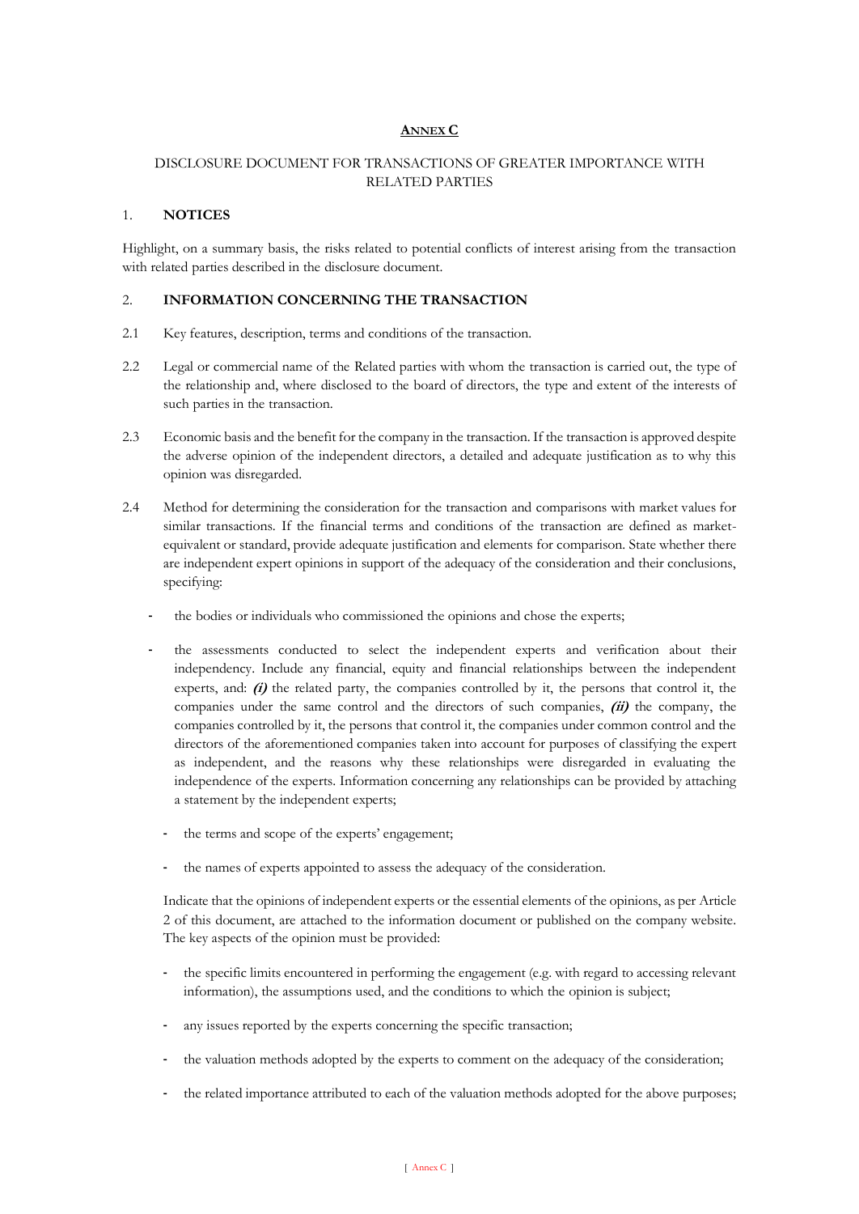## ANNEX C

DISCLOSURE DOCUMENT FOR TRANSACTIONS OF GREATER IMPORTANCE WITH RELATED PARTIES

### 1. NOTICES

Highlight, on a summary basis, the risks related to potential conflicts of interest arising from the transaction with related parties described in the disclosure document.

### 2. INFORMATION CONCERNING THE TRANSACTION

2.1 Key features, description, terms and conditions of the transaction.

2.2 Legal or commercial name of the Related parties with whom the transaction is carried out, the type of the relationship and, where disclosed to the board of directors, the type and extent of the interests of such parties in the transaction.

2.3 Economic basis and the benefit for the company in the transaction. If the transaction is approved despite the adverse opinion of the independent directors, a detailed and adequate justification as to why this opinion was disregarded.

2.4 Method for determining the consideration for the transaction and comparisons with market values for similar transactions. If the financial terms and conditions of the transaction are defined as market-equivalent or standard, provide adequate justification and elements for comparison. State whether there are independent expert opinions in support of the adequacy of the consideration and their conclusions, specifying:

- the bodies or individuals who commissioned the opinions and chose the experts;
- the assessments conducted to select the independent experts and verification about their independency. Include any financial, equity and financial relationships between the independent experts, and: ***(i)*** the related party, the companies controlled by it, the persons that control it, the companies under the same control and the directors of such companies, ***(ii)*** the company, the companies controlled by it, the persons that control it, the companies under common control and the directors of the aforementioned companies taken into account for purposes of classifying the expert as independent, and the reasons why these relationships were disregarded in evaluating the independence of the experts. Information concerning any relationships can be provided by attaching a statement by the independent experts;
- the terms and scope of the experts' engagement;
- the names of experts appointed to assess the adequacy of the consideration.

Indicate that the opinions of independent experts or the essential elements of the opinions, as per Article 2 of this document, are attached to the information document or published on the company website. The key aspects of the opinion must be provided:

- the specific limits encountered in performing the engagement (e.g. with regard to accessing relevant information), the assumptions used, and the conditions to which the opinion is subject;
- any issues reported by the experts concerning the specific transaction;
- the valuation methods adopted by the experts to comment on the adequacy of the consideration;
- the related importance attributed to each of the valuation methods adopted for the above purposes;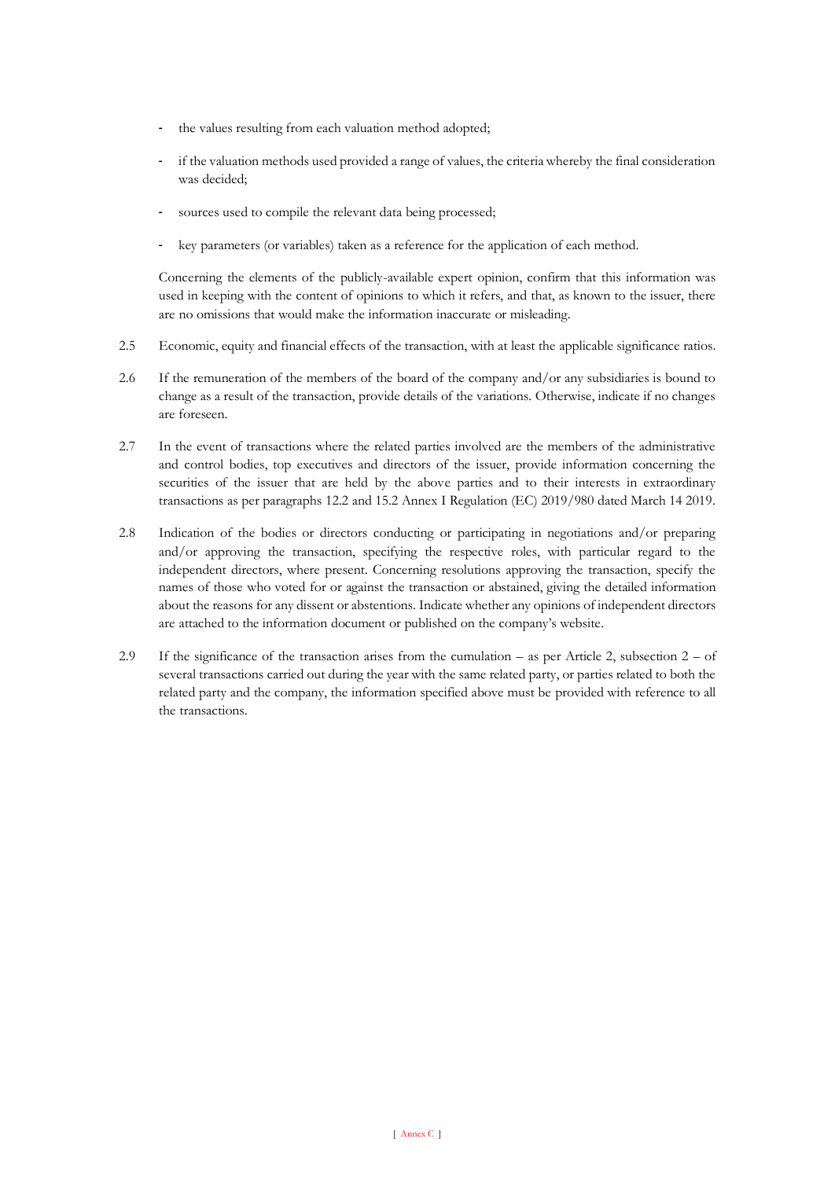- the values resulting from each valuation method adopted;
- if the valuation methods used provided a range of values, the criteria whereby the final consideration was decided;
- sources used to compile the relevant data being processed;
- key parameters (or variables) taken as a reference for the application of each method.

Concerning the elements of the publicly-available expert opinion, confirm that this information was used in keeping with the content of opinions to which it refers, and that, as known to the issuer, there are no omissions that would make the information inaccurate or misleading.

2.5 Economic, equity and financial effects of the transaction, with at least the applicable significance ratios.

2.6 If the remuneration of the members of the board of the company and/or any subsidiaries is bound to change as a result of the transaction, provide details of the variations. Otherwise, indicate if no changes are foreseen.

2.7 In the event of transactions where the related parties involved are the members of the administrative and control bodies, top executives and directors of the issuer, provide information concerning the securities of the issuer that are held by the above parties and to their interests in extraordinary transactions as per paragraphs 12.2 and 15.2 Annex I Regulation (EC) 2019/980 dated March 14 2019.

2.8 Indication of the bodies or directors conducting or participating in negotiations and/or preparing and/or approving the transaction, specifying the respective roles, with particular regard to the independent directors, where present. Concerning resolutions approving the transaction, specify the names of those who voted for or against the transaction or abstained, giving the detailed information about the reasons for any dissent or abstentions. Indicate whether any opinions of independent directors are attached to the information document or published on the company's website.

2.9 If the significance of the transaction arises from the cumulation – as per Article 2, subsection 2 – of several transactions carried out during the year with the same related party, or parties related to both the related party and the company, the information specified above must be provided with reference to all the transactions.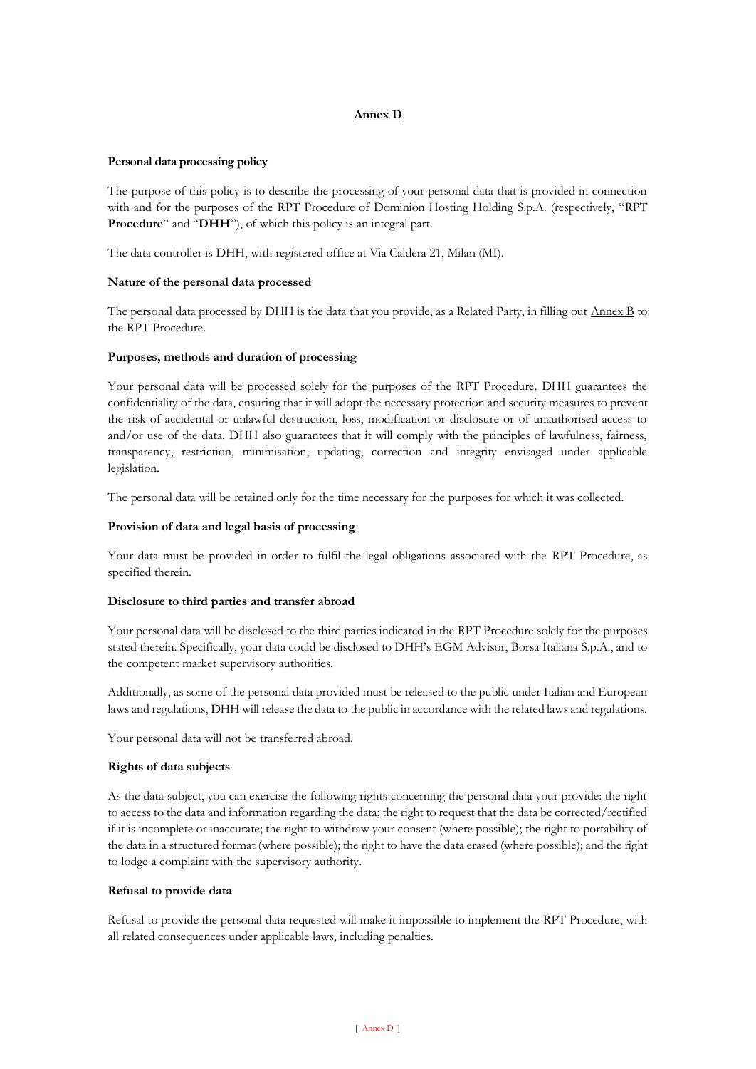# Annex D

**Personal data processing policy**

The purpose of this policy is to describe the processing of your personal data that is provided in connection with and for the purposes of the RPT Procedure of Dominion Hosting Holding S.p.A. (respectively, "RPT **Procedure**" and "**DHH**"), of which this policy is an integral part.

The data controller is DHH, with registered office at Via Caldera 21, Milan (MI).

**Nature of the personal data processed**

The personal data processed by DHH is the data that you provide, as a Related Party, in filling out Annex B to the RPT Procedure.

**Purposes, methods and duration of processing**

Your personal data will be processed solely for the purposes of the RPT Procedure. DHH guarantees the confidentiality of the data, ensuring that it will adopt the necessary protection and security measures to prevent the risk of accidental or unlawful destruction, loss, modification or disclosure or of unauthorised access to and/or use of the data. DHH also guarantees that it will comply with the principles of lawfulness, fairness, transparency, restriction, minimisation, updating, correction and integrity envisaged under applicable legislation.

The personal data will be retained only for the time necessary for the purposes for which it was collected.

**Provision of data and legal basis of processing**

Your data must be provided in order to fulfil the legal obligations associated with the RPT Procedure, as specified therein.

**Disclosure to third parties and transfer abroad**

Your personal data will be disclosed to the third parties indicated in the RPT Procedure solely for the purposes stated therein. Specifically, your data could be disclosed to DHH's EGM Advisor, Borsa Italiana S.p.A., and to the competent market supervisory authorities.

Additionally, as some of the personal data provided must be released to the public under Italian and European laws and regulations, DHH will release the data to the public in accordance with the related laws and regulations.

Your personal data will not be transferred abroad.

**Rights of data subjects**

As the data subject, you can exercise the following rights concerning the personal data your provide: the right to access to the data and information regarding the data; the right to request that the data be corrected/rectified if it is incomplete or inaccurate; the right to withdraw your consent (where possible); the right to portability of the data in a structured format (where possible); the right to have the data erased (where possible); and the right to lodge a complaint with the supervisory authority.

**Refusal to provide data**

Refusal to provide the personal data requested will make it impossible to implement the RPT Procedure, with all related consequences under applicable laws, including penalties.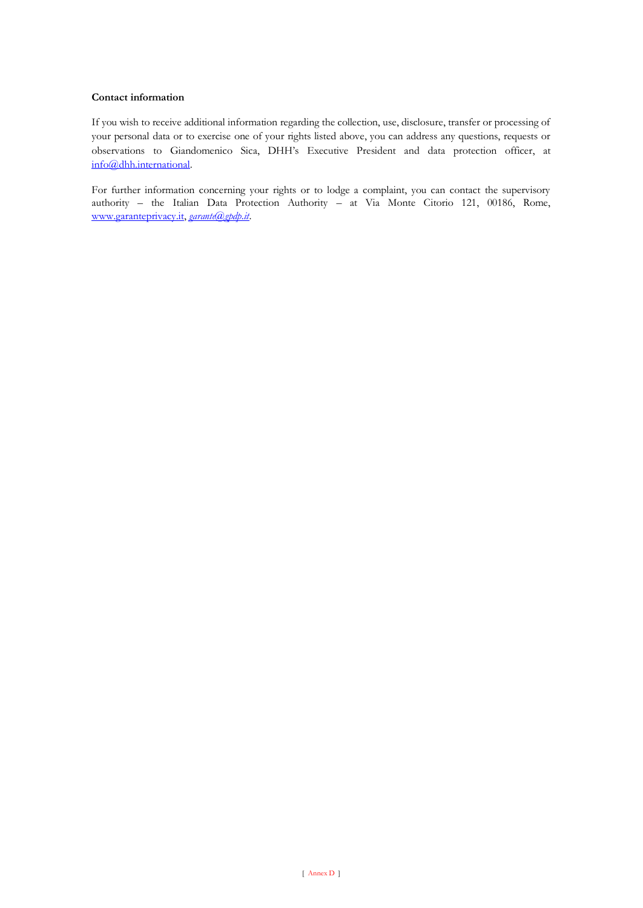**Contact information**

If you wish to receive additional information regarding the collection, use, disclosure, transfer or processing of your personal data or to exercise one of your rights listed above, you can address any questions, requests or observations to Giandomenico Sica, DHH's Executive President and data protection officer, at info@dhh.international.

For further information concerning your rights or to lodge a complaint, you can contact the supervisory authority – the Italian Data Protection Authority – at Via Monte Citorio 121, 00186, Rome, www.garanteprivacy.it, *garante@gpdp.it*.